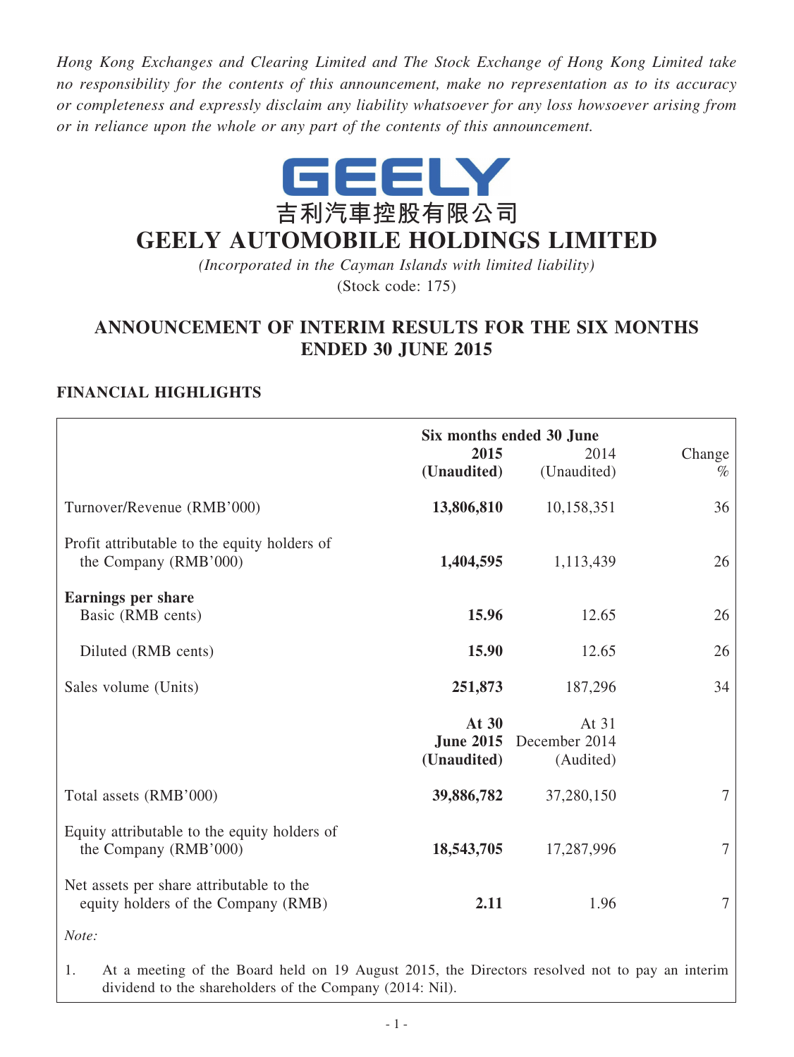*Hong Kong Exchanges and Clearing Limited and The Stock Exchange of Hong Kong Limited take no responsibility for the contents of this announcement, make no representation as to its accuracy or completeness and expressly disclaim any liability whatsoever for any loss howsoever arising from or in reliance upon the whole or any part of the contents of this announcement.*

GEELY

吉利汽車控股有限公司

# GEELY AUTOMOBILE HOLDINGS LIMITED

*(Incorporated in the Cayman Islands with limited liability)*

(Stock code: 175)

## ANNOUNCEMENT OF INTERIM RESULTS FOR THE SIX MONTHS ENDED 30 JUNE 2015

### FINANCIAL HIGHLIGHTS

| | Six months ended 30 June | | |
|---|---|---|---|
| | **2015 (Unaudited)** | 2014 (Unaudited) | Change % |
| Turnover/Revenue (RMB'000) | **13,806,810** | 10,158,351 | 36 |
| Profit attributable to the equity holders of the Company (RMB'000) | **1,404,595** | 1,113,439 | 26 |
| **Earnings per share** | | | |
| Basic (RMB cents) | **15.96** | 12.65 | 26 |
| Diluted (RMB cents) | **15.90** | 12.65 | 26 |
| Sales volume (Units) | **251,873** | 187,296 | 34 |
| | **At 30 June 2015 (Unaudited)** | At 31 December 2014 (Audited) | |
| Total assets (RMB'000) | **39,886,782** | 37,280,150 | 7 |
| Equity attributable to the equity holders of the Company (RMB'000) | **18,543,705** | 17,287,996 | 7 |
| Net assets per share attributable to the equity holders of the Company (RMB) | **2.11** | 1.96 | 7 |

*Note:*

1. At a meeting of the Board held on 19 August 2015, the Directors resolved not to pay an interim dividend to the shareholders of the Company (2014: Nil).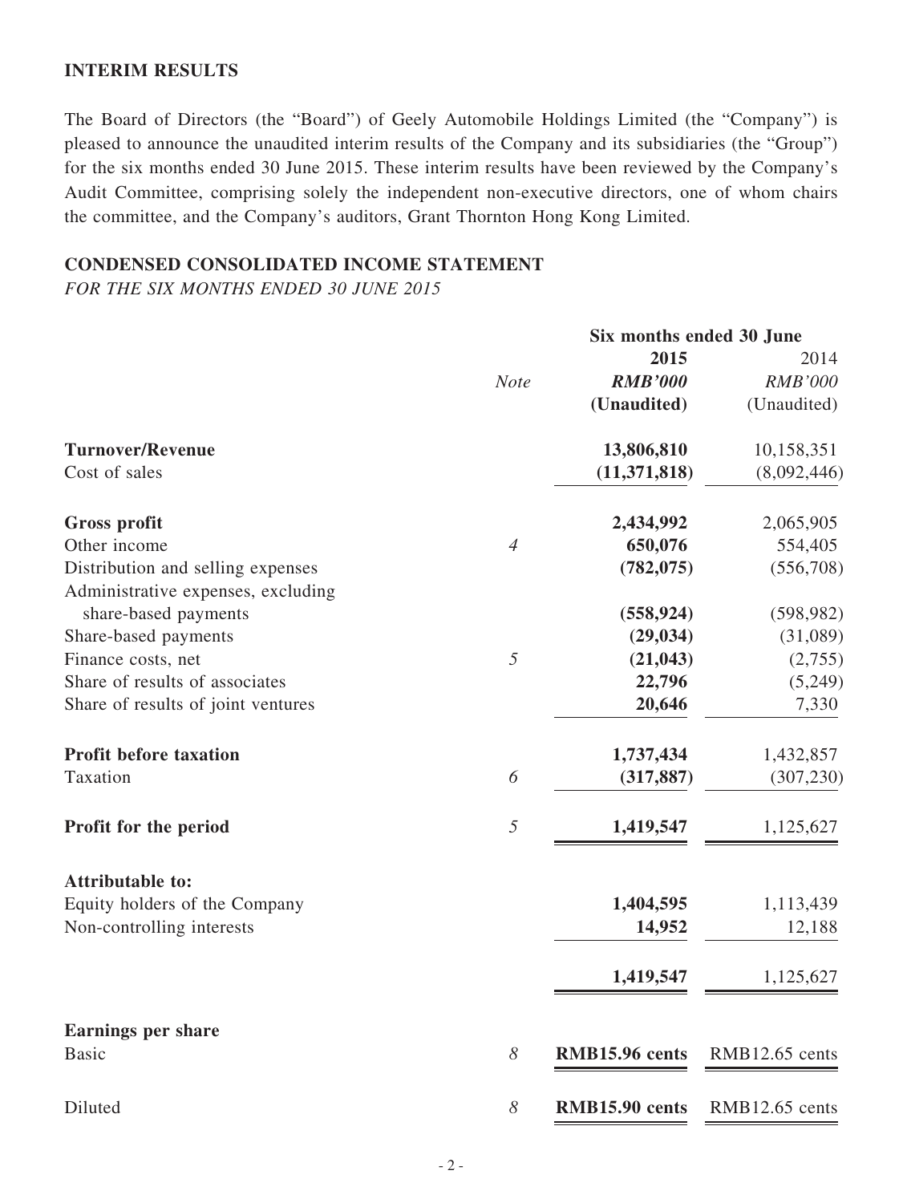## INTERIM RESULTS

The Board of Directors (the "Board") of Geely Automobile Holdings Limited (the "Company") is pleased to announce the unaudited interim results of the Company and its subsidiaries (the "Group") for the six months ended 30 June 2015. These interim results have been reviewed by the Company's Audit Committee, comprising solely the independent non-executive directors, one of whom chairs the committee, and the Company's auditors, Grant Thornton Hong Kong Limited.

## CONDENSED CONSOLIDATED INCOME STATEMENT

*FOR THE SIX MONTHS ENDED 30 JUNE 2015*

| | | Six months ended 30 June | |
|---|---|---|---|
| | | **2015** | 2014 |
| | *Note* | ***RMB'000*** | *RMB'000* |
| | | **(Unaudited)** | (Unaudited) |
| **Turnover/Revenue** | | **13,806,810** | 10,158,351 |
| Cost of sales | | **(11,371,818)** | (8,092,446) |
| **Gross profit** | | **2,434,992** | 2,065,905 |
| Other income | *4* | **650,076** | 554,405 |
| Distribution and selling expenses | | **(782,075)** | (556,708) |
| Administrative expenses, excluding share-based payments | | **(558,924)** | (598,982) |
| Share-based payments | | **(29,034)** | (31,089) |
| Finance costs, net | *5* | **(21,043)** | (2,755) |
| Share of results of associates | | **22,796** | (5,249) |
| Share of results of joint ventures | | **20,646** | 7,330 |
| **Profit before taxation** | | **1,737,434** | 1,432,857 |
| Taxation | *6* | **(317,887)** | (307,230) |
| **Profit for the period** | *5* | **1,419,547** | 1,125,627 |
| **Attributable to:** | | | |
| Equity holders of the Company | | **1,404,595** | 1,113,439 |
| Non-controlling interests | | **14,952** | 12,188 |
| | | **1,419,547** | 1,125,627 |
| **Earnings per share** | | | |
| Basic | *8* | **RMB15.96 cents** | RMB12.65 cents |
| Diluted | *8* | **RMB15.90 cents** | RMB12.65 cents |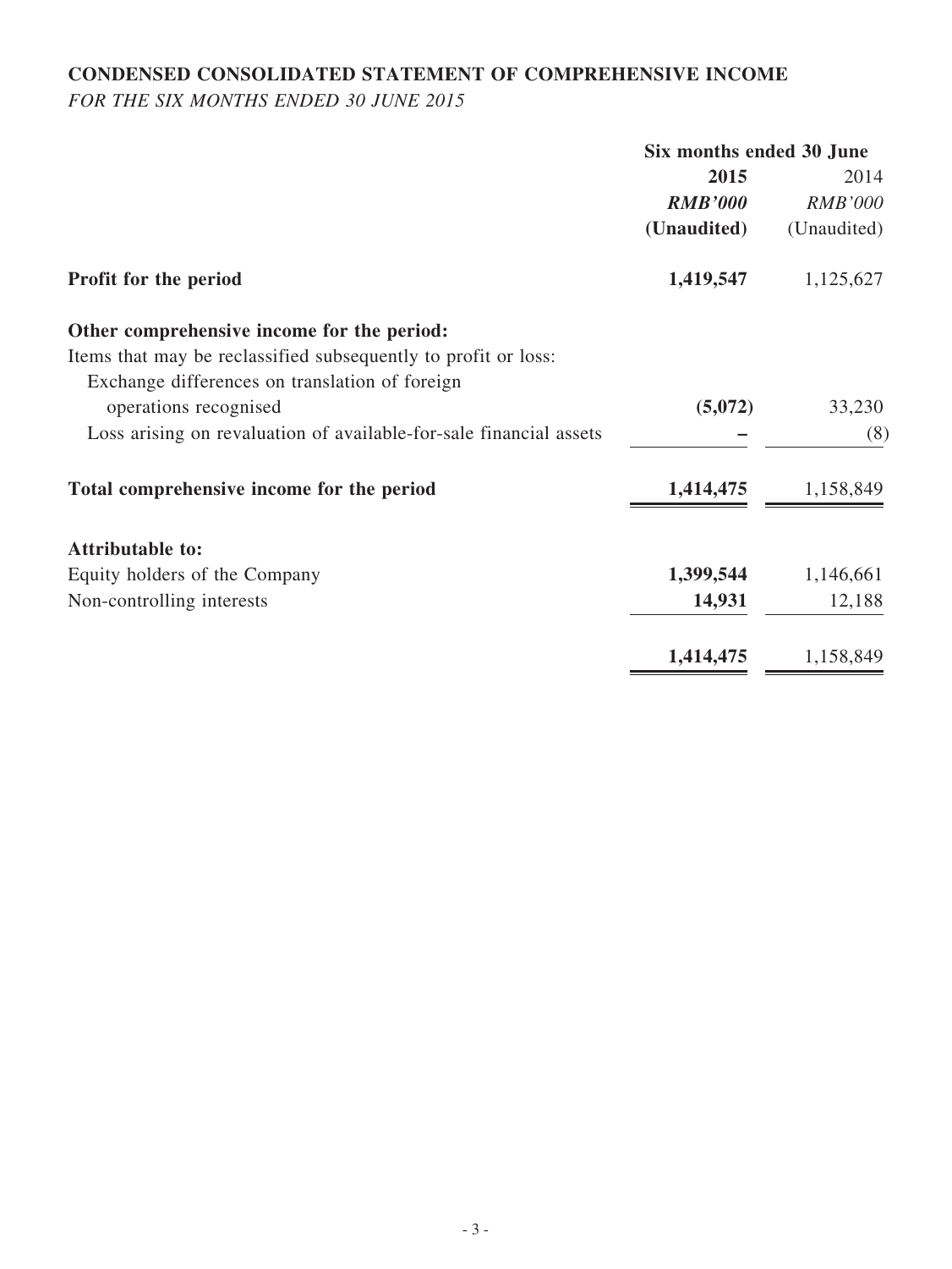## CONDENSED CONSOLIDATED STATEMENT OF COMPREHENSIVE INCOME

*FOR THE SIX MONTHS ENDED 30 JUNE 2015*

| | Six months ended 30 June | |
|---|---|---|
| | **2015** | 2014 |
| | ***RMB'000*** | *RMB'000* |
| | **(Unaudited)** | (Unaudited) |
| **Profit for the period** | **1,419,547** | 1,125,627 |
| **Other comprehensive income for the period:** | | |
| Items that may be reclassified subsequently to profit or loss: | | |
| Exchange differences on translation of foreign operations recognised | **(5,072)** | 33,230 |
| Loss arising on revaluation of available-for-sale financial assets | **–** | (8) |
| **Total comprehensive income for the period** | **1,414,475** | 1,158,849 |
| **Attributable to:** | | |
| Equity holders of the Company | **1,399,544** | 1,146,661 |
| Non-controlling interests | **14,931** | 12,188 |
| | **1,414,475** | 1,158,849 |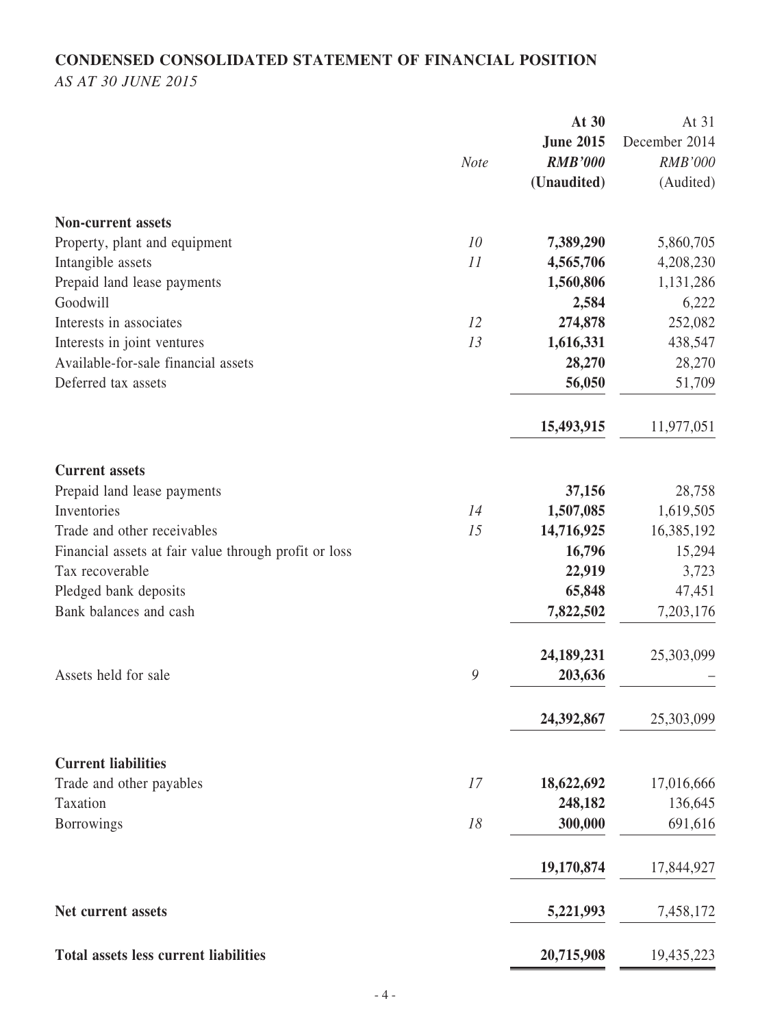## CONDENSED CONSOLIDATED STATEMENT OF FINANCIAL POSITION

*AS AT 30 JUNE 2015*

| | *Note* | **At 30 June 2015** ***RMB'000*** **(Unaudited)** | At 31 December 2014 *RMB'000* (Audited) |
|---|---|---|---|
| **Non-current assets** | | | |
| Property, plant and equipment | *10* | **7,389,290** | 5,860,705 |
| Intangible assets | *11* | **4,565,706** | 4,208,230 |
| Prepaid land lease payments | | **1,560,806** | 1,131,286 |
| Goodwill | | **2,584** | 6,222 |
| Interests in associates | *12* | **274,878** | 252,082 |
| Interests in joint ventures | *13* | **1,616,331** | 438,547 |
| Available-for-sale financial assets | | **28,270** | 28,270 |
| Deferred tax assets | | **56,050** | 51,709 |
| | | **15,493,915** | 11,977,051 |
| **Current assets** | | | |
| Prepaid land lease payments | | **37,156** | 28,758 |
| Inventories | *14* | **1,507,085** | 1,619,505 |
| Trade and other receivables | *15* | **14,716,925** | 16,385,192 |
| Financial assets at fair value through profit or loss | | **16,796** | 15,294 |
| Tax recoverable | | **22,919** | 3,723 |
| Pledged bank deposits | | **65,848** | 47,451 |
| Bank balances and cash | | **7,822,502** | 7,203,176 |
| | | **24,189,231** | 25,303,099 |
| Assets held for sale | *9* | **203,636** | – |
| | | **24,392,867** | 25,303,099 |
| **Current liabilities** | | | |
| Trade and other payables | *17* | **18,622,692** | 17,016,666 |
| Taxation | | **248,182** | 136,645 |
| Borrowings | *18* | **300,000** | 691,616 |
| | | **19,170,874** | 17,844,927 |
| **Net current assets** | | **5,221,993** | 7,458,172 |
| **Total assets less current liabilities** | | **20,715,908** | 19,435,223 |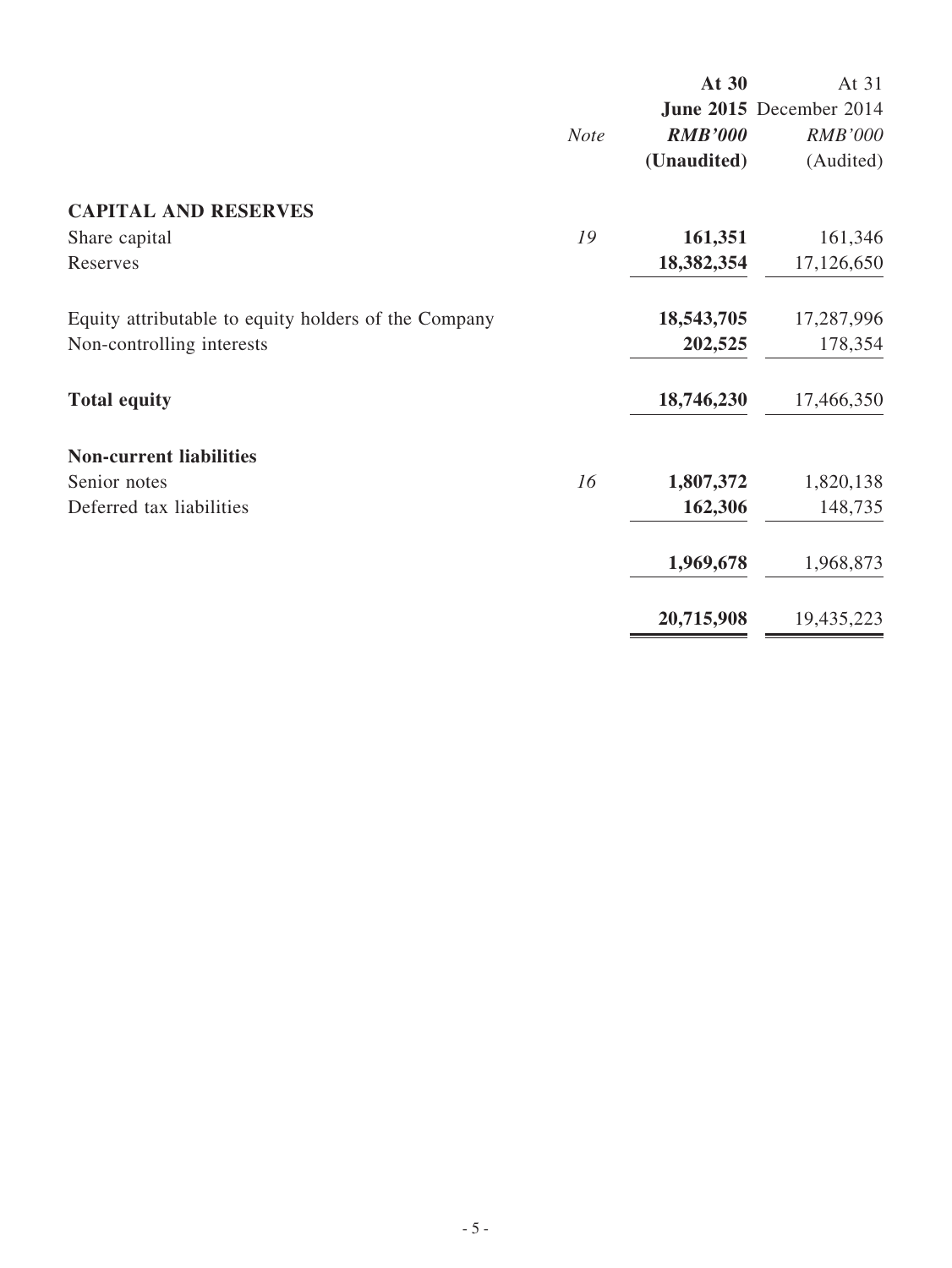|  | *Note* | **At 30 June 2015** ***RMB'000*** **(Unaudited)** | At 31 December 2014 *RMB'000* (Audited) |
|---|---|---|---|
| **CAPITAL AND RESERVES** | | | |
| Share capital | *19* | **161,351** | 161,346 |
| Reserves | | **18,382,354** | 17,126,650 |
| Equity attributable to equity holders of the Company | | **18,543,705** | 17,287,996 |
| Non-controlling interests | | **202,525** | 178,354 |
| **Total equity** | | **18,746,230** | 17,466,350 |
| **Non-current liabilities** | | | |
| Senior notes | *16* | **1,807,372** | 1,820,138 |
| Deferred tax liabilities | | **162,306** | 148,735 |
| | | **1,969,678** | 1,968,873 |
| | | **20,715,908** | 19,435,223 |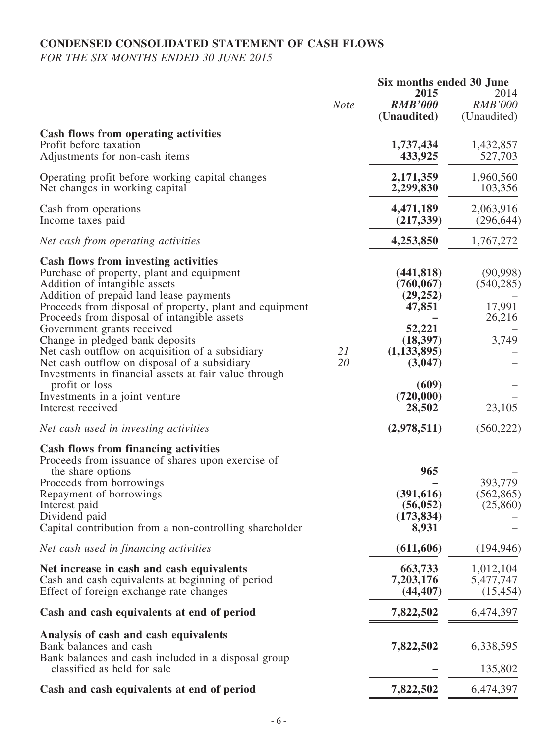**CONDENSED CONSOLIDATED STATEMENT OF CASH FLOWS**

*FOR THE SIX MONTHS ENDED 30 JUNE 2015*

| | Note | Six months ended 30 June 2015 RMB'000 (Unaudited) | 2014 RMB'000 (Unaudited) |
|---|---|---|---|
| **Cash flows from operating activities** | | | |
| Profit before taxation | | **1,737,434** | 1,432,857 |
| Adjustments for non-cash items | | **433,925** | 527,703 |
| Operating profit before working capital changes | | **2,171,359** | 1,960,560 |
| Net changes in working capital | | **2,299,830** | 103,356 |
| Cash from operations | | **4,471,189** | 2,063,916 |
| Income taxes paid | | **(217,339)** | (296,644) |
| *Net cash from operating activities* | | **4,253,850** | 1,767,272 |
| **Cash flows from investing activities** | | | |
| Purchase of property, plant and equipment | | **(441,818)** | (90,998) |
| Addition of intangible assets | | **(760,067)** | (540,285) |
| Addition of prepaid land lease payments | | **(29,252)** | – |
| Proceeds from disposal of property, plant and equipment | | **47,851** | 17,991 |
| Proceeds from disposal of intangible assets | | **–** | 26,216 |
| Government grants received | | **52,221** | – |
| Change in pledged bank deposits | | **(18,397)** | 3,749 |
| Net cash outflow on acquisition of a subsidiary | 21 | **(1,133,895)** | – |
| Net cash outflow on disposal of a subsidiary | 20 | **(3,047)** | – |
| Investments in financial assets at fair value through profit or loss | | **(609)** | – |
| Investments in a joint venture | | **(720,000)** | – |
| Interest received | | **28,502** | 23,105 |
| *Net cash used in investing activities* | | **(2,978,511)** | (560,222) |
| **Cash flows from financing activities** | | | |
| Proceeds from issuance of shares upon exercise of the share options | | **965** | – |
| Proceeds from borrowings | | **–** | 393,779 |
| Repayment of borrowings | | **(391,616)** | (562,865) |
| Interest paid | | **(56,052)** | (25,860) |
| Dividend paid | | **(173,834)** | – |
| Capital contribution from a non-controlling shareholder | | **8,931** | – |
| *Net cash used in financing activities* | | **(611,606)** | (194,946) |
| **Net increase in cash and cash equivalents** | | **663,733** | 1,012,104 |
| Cash and cash equivalents at beginning of period | | **7,203,176** | 5,477,747 |
| Effect of foreign exchange rate changes | | **(44,407)** | (15,454) |
| **Cash and cash equivalents at end of period** | | **7,822,502** | 6,474,397 |
| **Analysis of cash and cash equivalents** | | | |
| Bank balances and cash | | **7,822,502** | 6,338,595 |
| Bank balances and cash included in a disposal group classified as held for sale | | **–** | 135,802 |
| **Cash and cash equivalents at end of period** | | **7,822,502** | 6,474,397 |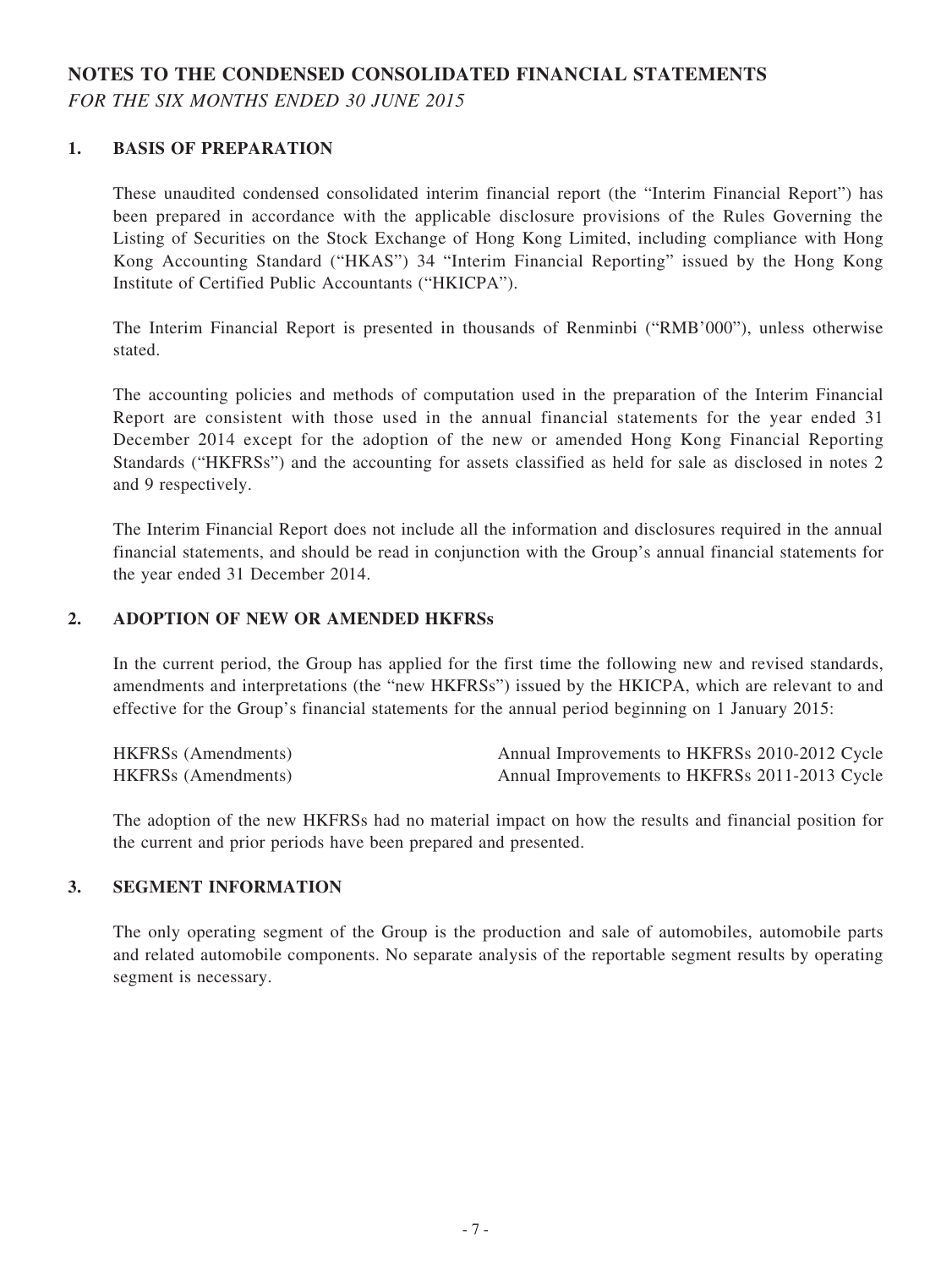# NOTES TO THE CONDENSED CONSOLIDATED FINANCIAL STATEMENTS

*FOR THE SIX MONTHS ENDED 30 JUNE 2015*

## 1. BASIS OF PREPARATION

These unaudited condensed consolidated interim financial report (the "Interim Financial Report") has been prepared in accordance with the applicable disclosure provisions of the Rules Governing the Listing of Securities on the Stock Exchange of Hong Kong Limited, including compliance with Hong Kong Accounting Standard ("HKAS") 34 "Interim Financial Reporting" issued by the Hong Kong Institute of Certified Public Accountants ("HKICPA").

The Interim Financial Report is presented in thousands of Renminbi ("RMB'000"), unless otherwise stated.

The accounting policies and methods of computation used in the preparation of the Interim Financial Report are consistent with those used in the annual financial statements for the year ended 31 December 2014 except for the adoption of the new or amended Hong Kong Financial Reporting Standards ("HKFRSs") and the accounting for assets classified as held for sale as disclosed in notes 2 and 9 respectively.

The Interim Financial Report does not include all the information and disclosures required in the annual financial statements, and should be read in conjunction with the Group's annual financial statements for the year ended 31 December 2014.

## 2. ADOPTION OF NEW OR AMENDED HKFRSs

In the current period, the Group has applied for the first time the following new and revised standards, amendments and interpretations (the "new HKFRSs") issued by the HKICPA, which are relevant to and effective for the Group's financial statements for the annual period beginning on 1 January 2015:

| | |
|---|---|
| HKFRSs (Amendments) | Annual Improvements to HKFRSs 2010-2012 Cycle |
| HKFRSs (Amendments) | Annual Improvements to HKFRSs 2011-2013 Cycle |

The adoption of the new HKFRSs had no material impact on how the results and financial position for the current and prior periods have been prepared and presented.

## 3. SEGMENT INFORMATION

The only operating segment of the Group is the production and sale of automobiles, automobile parts and related automobile components. No separate analysis of the reportable segment results by operating segment is necessary.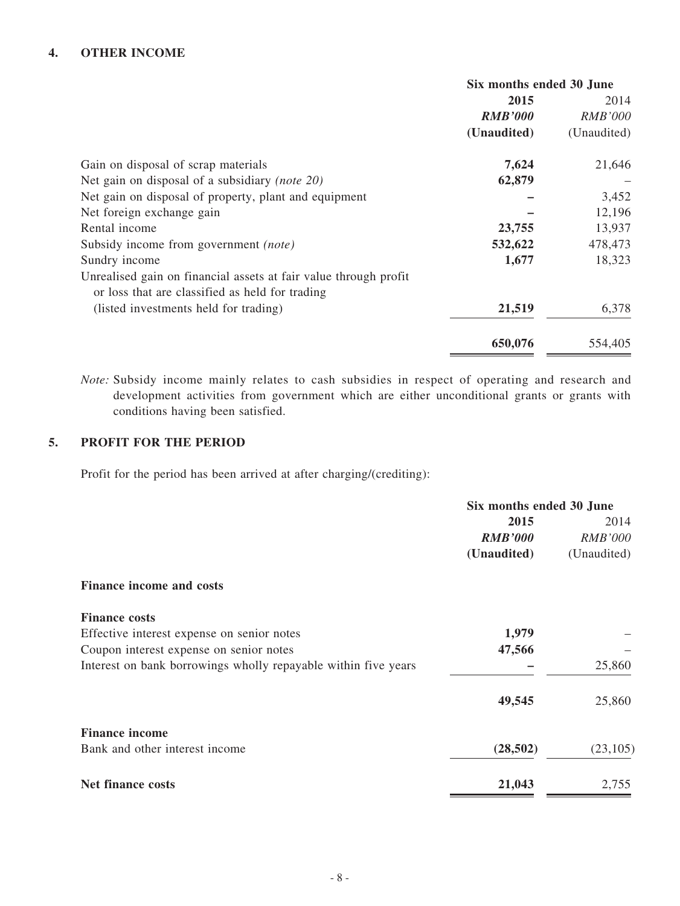## 4. OTHER INCOME

| | Six months ended 30 June | |
|---|---|---|
| | **2015** | 2014 |
| | ***RMB'000*** | *RMB'000* |
| | **(Unaudited)** | (Unaudited) |
| Gain on disposal of scrap materials | **7,624** | 21,646 |
| Net gain on disposal of a subsidiary *(note 20)* | **62,879** | – |
| Net gain on disposal of property, plant and equipment | **–** | 3,452 |
| Net foreign exchange gain | **–** | 12,196 |
| Rental income | **23,755** | 13,937 |
| Subsidy income from government *(note)* | **532,622** | 478,473 |
| Sundry income | **1,677** | 18,323 |
| Unrealised gain on financial assets at fair value through profit or loss that are classified as held for trading (listed investments held for trading) | **21,519** | 6,378 |
| | **650,076** | 554,405 |

*Note:* Subsidy income mainly relates to cash subsidies in respect of operating and research and development activities from government which are either unconditional grants or grants with conditions having been satisfied.

## 5. PROFIT FOR THE PERIOD

Profit for the period has been arrived at after charging/(crediting):

| | Six months ended 30 June | |
|---|---|---|
| | **2015** | 2014 |
| | ***RMB'000*** | *RMB'000* |
| | **(Unaudited)** | (Unaudited) |
| **Finance income and costs** | | |
| **Finance costs** | | |
| Effective interest expense on senior notes | **1,979** | – |
| Coupon interest expense on senior notes | **47,566** | – |
| Interest on bank borrowings wholly repayable within five years | **–** | 25,860 |
| | **49,545** | 25,860 |
| **Finance income** | | |
| Bank and other interest income | **(28,502)** | (23,105) |
| **Net finance costs** | **21,043** | 2,755 |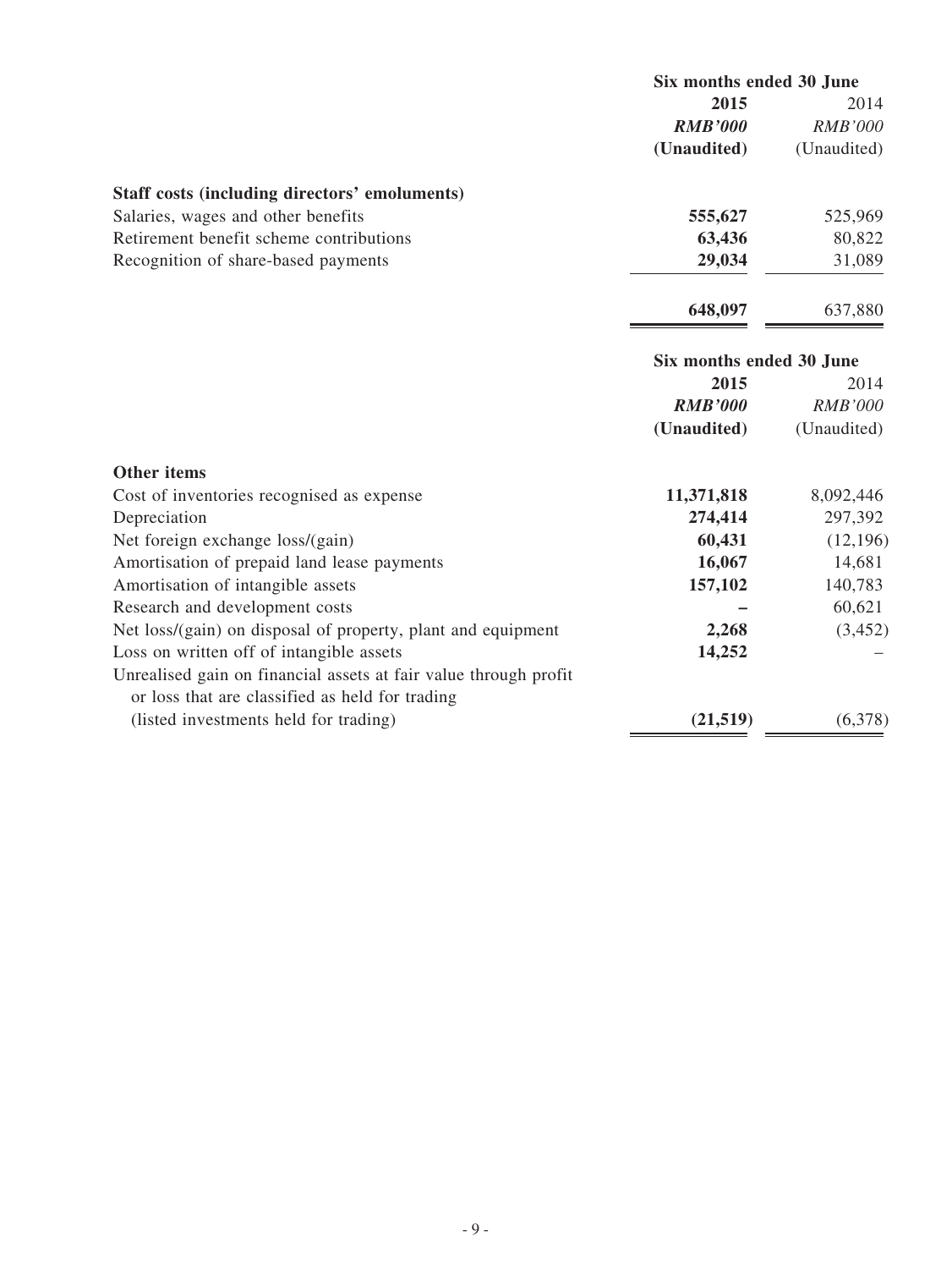| | Six months ended 30 June | |
|---|---|---|
| | **2015** | 2014 |
| | ***RMB'000*** | *RMB'000* |
| | **(Unaudited)** | (Unaudited) |
| **Staff costs (including directors' emoluments)** | | |
| Salaries, wages and other benefits | **555,627** | 525,969 |
| Retirement benefit scheme contributions | **63,436** | 80,822 |
| Recognition of share-based payments | **29,034** | 31,089 |
| | **648,097** | 637,880 |

| | Six months ended 30 June | |
|---|---|---|
| | **2015** | 2014 |
| | ***RMB'000*** | *RMB'000* |
| | **(Unaudited)** | (Unaudited) |
| **Other items** | | |
| Cost of inventories recognised as expense | **11,371,818** | 8,092,446 |
| Depreciation | **274,414** | 297,392 |
| Net foreign exchange loss/(gain) | **60,431** | (12,196) |
| Amortisation of prepaid land lease payments | **16,067** | 14,681 |
| Amortisation of intangible assets | **157,102** | 140,783 |
| Research and development costs | **–** | 60,621 |
| Net loss/(gain) on disposal of property, plant and equipment | **2,268** | (3,452) |
| Loss on written off of intangible assets | **14,252** | – |
| Unrealised gain on financial assets at fair value through profit or loss that are classified as held for trading (listed investments held for trading) | **(21,519)** | (6,378) |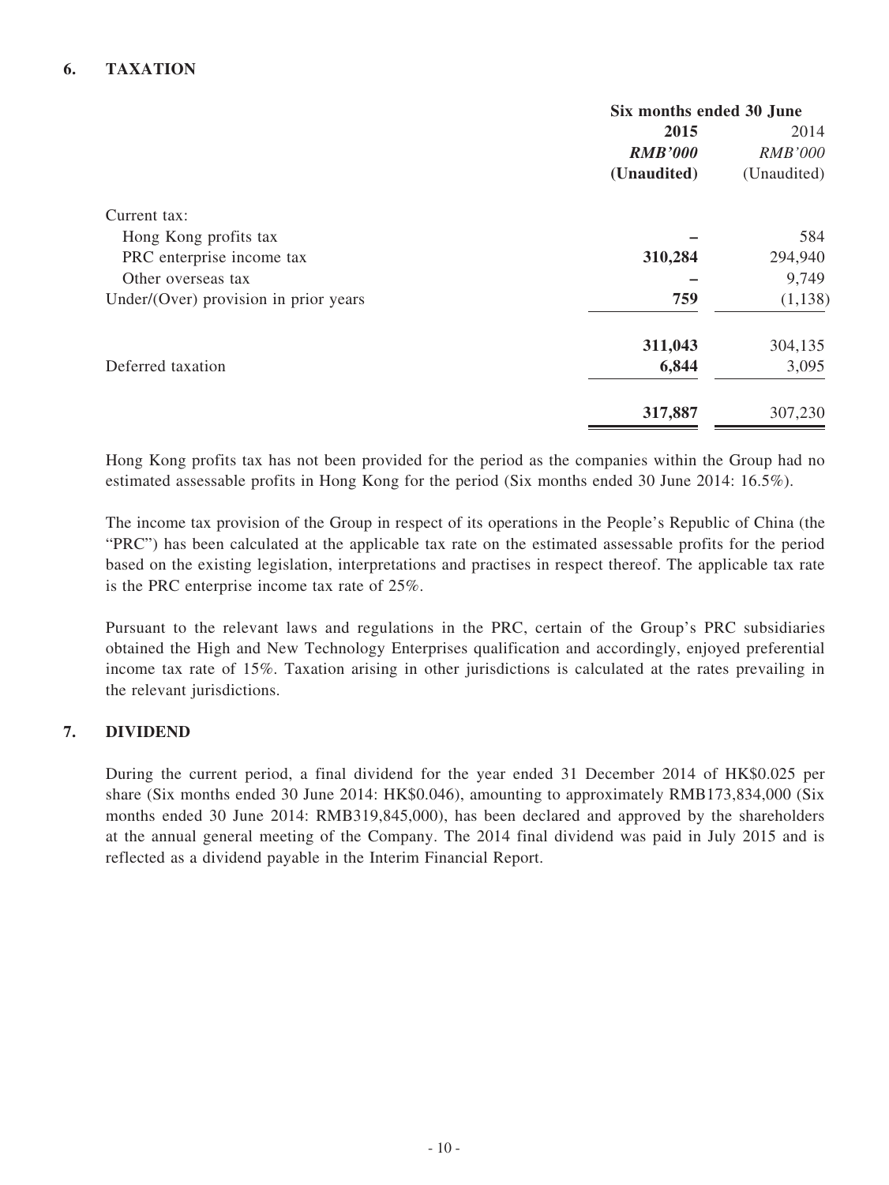## 6. TAXATION

| | Six months ended 30 June | |
|---|---|---|
| | **2015** | 2014 |
| | ***RMB'000*** | *RMB'000* |
| | **(Unaudited)** | (Unaudited) |
| Current tax: | | |
| Hong Kong profits tax | **–** | 584 |
| PRC enterprise income tax | **310,284** | 294,940 |
| Other overseas tax | **–** | 9,749 |
| Under/(Over) provision in prior years | **759** | (1,138) |
| | **311,043** | 304,135 |
| Deferred taxation | **6,844** | 3,095 |
| | **317,887** | 307,230 |

Hong Kong profits tax has not been provided for the period as the companies within the Group had no estimated assessable profits in Hong Kong for the period (Six months ended 30 June 2014: 16.5%).

The income tax provision of the Group in respect of its operations in the People's Republic of China (the "PRC") has been calculated at the applicable tax rate on the estimated assessable profits for the period based on the existing legislation, interpretations and practises in respect thereof. The applicable tax rate is the PRC enterprise income tax rate of 25%.

Pursuant to the relevant laws and regulations in the PRC, certain of the Group's PRC subsidiaries obtained the High and New Technology Enterprises qualification and accordingly, enjoyed preferential income tax rate of 15%. Taxation arising in other jurisdictions is calculated at the rates prevailing in the relevant jurisdictions.

## 7. DIVIDEND

During the current period, a final dividend for the year ended 31 December 2014 of HK$0.025 per share (Six months ended 30 June 2014: HK$0.046), amounting to approximately RMB173,834,000 (Six months ended 30 June 2014: RMB319,845,000), has been declared and approved by the shareholders at the annual general meeting of the Company. The 2014 final dividend was paid in July 2015 and is reflected as a dividend payable in the Interim Financial Report.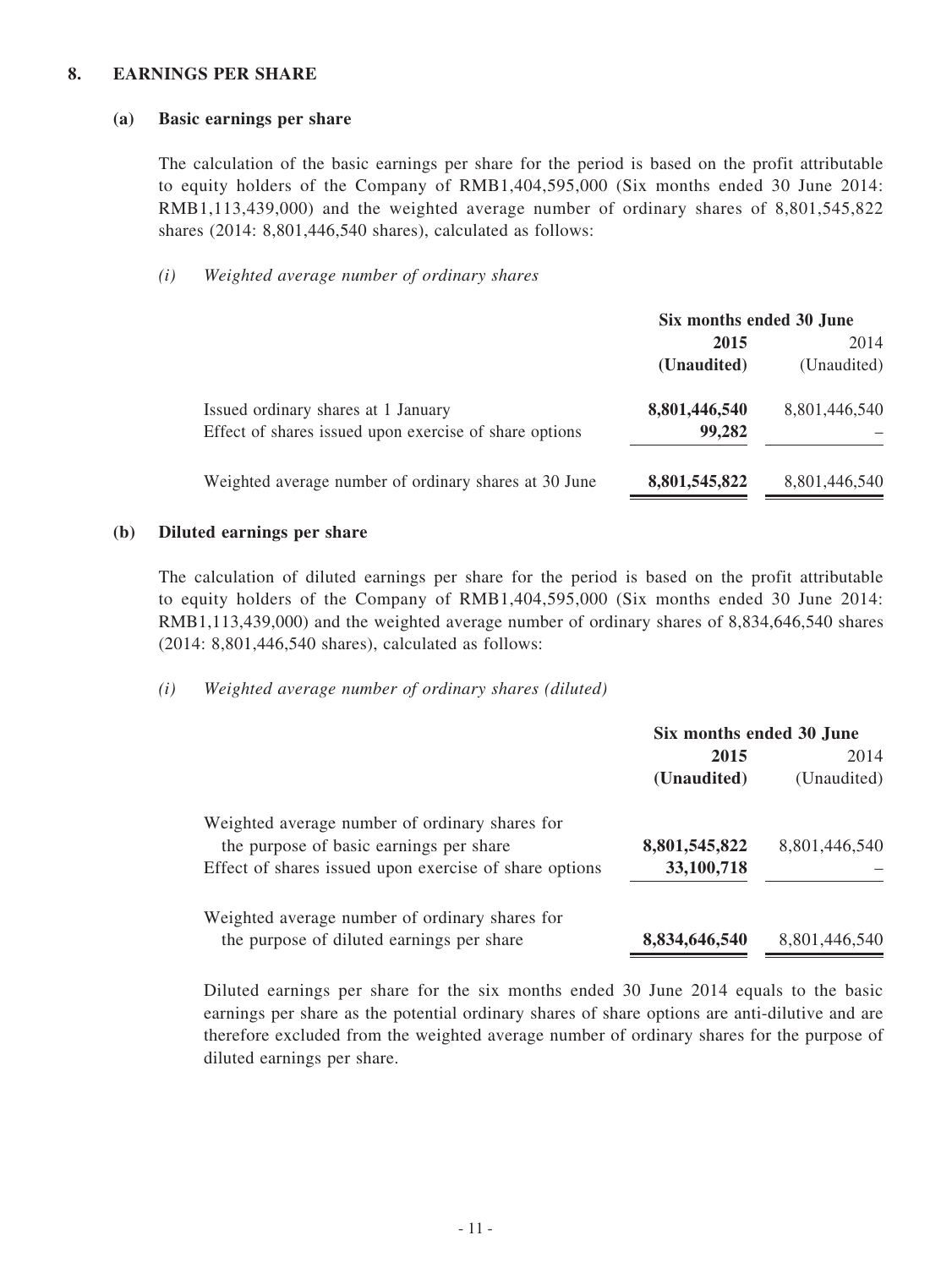## 8. EARNINGS PER SHARE

### (a) Basic earnings per share

The calculation of the basic earnings per share for the period is based on the profit attributable to equity holders of the Company of RMB1,404,595,000 (Six months ended 30 June 2014: RMB1,113,439,000) and the weighted average number of ordinary shares of 8,801,545,822 shares (2014: 8,801,446,540 shares), calculated as follows:

*(i) Weighted average number of ordinary shares*

| | Six months ended 30 June | |
|---|---|---|
| | **2015** | 2014 |
| | **(Unaudited)** | (Unaudited) |
| Issued ordinary shares at 1 January | **8,801,446,540** | 8,801,446,540 |
| Effect of shares issued upon exercise of share options | **99,282** | – |
| Weighted average number of ordinary shares at 30 June | **8,801,545,822** | 8,801,446,540 |

### (b) Diluted earnings per share

The calculation of diluted earnings per share for the period is based on the profit attributable to equity holders of the Company of RMB1,404,595,000 (Six months ended 30 June 2014: RMB1,113,439,000) and the weighted average number of ordinary shares of 8,834,646,540 shares (2014: 8,801,446,540 shares), calculated as follows:

*(i) Weighted average number of ordinary shares (diluted)*

| | Six months ended 30 June | |
|---|---|---|
| | **2015** | 2014 |
| | **(Unaudited)** | (Unaudited) |
| Weighted average number of ordinary shares for the purpose of basic earnings per share | **8,801,545,822** | 8,801,446,540 |
| Effect of shares issued upon exercise of share options | **33,100,718** | – |
| Weighted average number of ordinary shares for the purpose of diluted earnings per share | **8,834,646,540** | 8,801,446,540 |

Diluted earnings per share for the six months ended 30 June 2014 equals to the basic earnings per share as the potential ordinary shares of share options are anti-dilutive and are therefore excluded from the weighted average number of ordinary shares for the purpose of diluted earnings per share.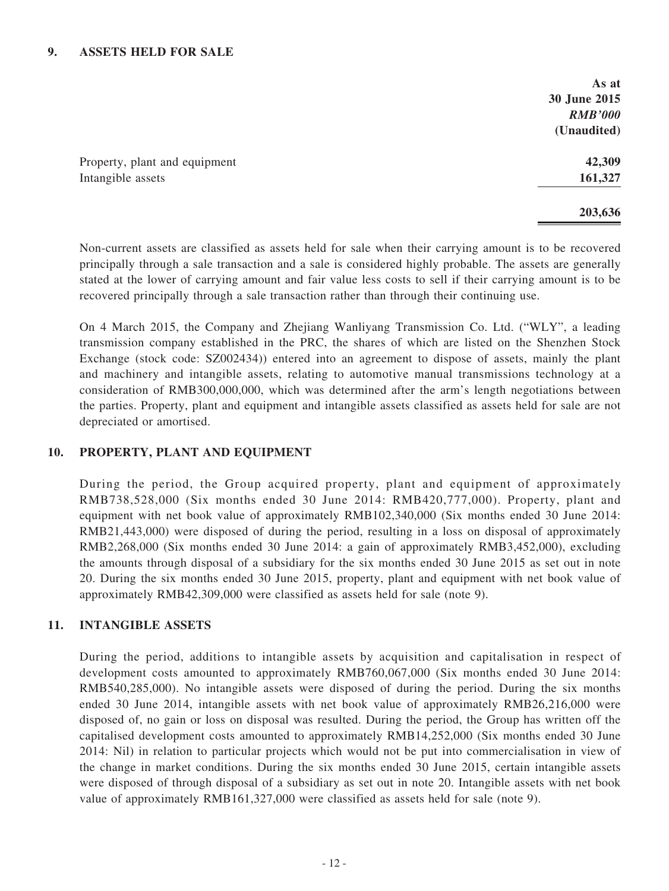## 9. ASSETS HELD FOR SALE

| | As at 30 June 2015 *RMB'000* (Unaudited) |
|---|---|
| Property, plant and equipment | 42,309 |
| Intangible assets | 161,327 |
| | **203,636** |

Non-current assets are classified as assets held for sale when their carrying amount is to be recovered principally through a sale transaction and a sale is considered highly probable. The assets are generally stated at the lower of carrying amount and fair value less costs to sell if their carrying amount is to be recovered principally through a sale transaction rather than through their continuing use.

On 4 March 2015, the Company and Zhejiang Wanliyang Transmission Co. Ltd. ("WLY", a leading transmission company established in the PRC, the shares of which are listed on the Shenzhen Stock Exchange (stock code: SZ002434)) entered into an agreement to dispose of assets, mainly the plant and machinery and intangible assets, relating to automotive manual transmissions technology at a consideration of RMB300,000,000, which was determined after the arm's length negotiations between the parties. Property, plant and equipment and intangible assets classified as assets held for sale are not depreciated or amortised.

## 10. PROPERTY, PLANT AND EQUIPMENT

During the period, the Group acquired property, plant and equipment of approximately RMB738,528,000 (Six months ended 30 June 2014: RMB420,777,000). Property, plant and equipment with net book value of approximately RMB102,340,000 (Six months ended 30 June 2014: RMB21,443,000) were disposed of during the period, resulting in a loss on disposal of approximately RMB2,268,000 (Six months ended 30 June 2014: a gain of approximately RMB3,452,000), excluding the amounts through disposal of a subsidiary for the six months ended 30 June 2015 as set out in note 20. During the six months ended 30 June 2015, property, plant and equipment with net book value of approximately RMB42,309,000 were classified as assets held for sale (note 9).

## 11. INTANGIBLE ASSETS

During the period, additions to intangible assets by acquisition and capitalisation in respect of development costs amounted to approximately RMB760,067,000 (Six months ended 30 June 2014: RMB540,285,000). No intangible assets were disposed of during the period. During the six months ended 30 June 2014, intangible assets with net book value of approximately RMB26,216,000 were disposed of, no gain or loss on disposal was resulted. During the period, the Group has written off the capitalised development costs amounted to approximately RMB14,252,000 (Six months ended 30 June 2014: Nil) in relation to particular projects which would not be put into commercialisation in view of the change in market conditions. During the six months ended 30 June 2015, certain intangible assets were disposed of through disposal of a subsidiary as set out in note 20. Intangible assets with net book value of approximately RMB161,327,000 were classified as assets held for sale (note 9).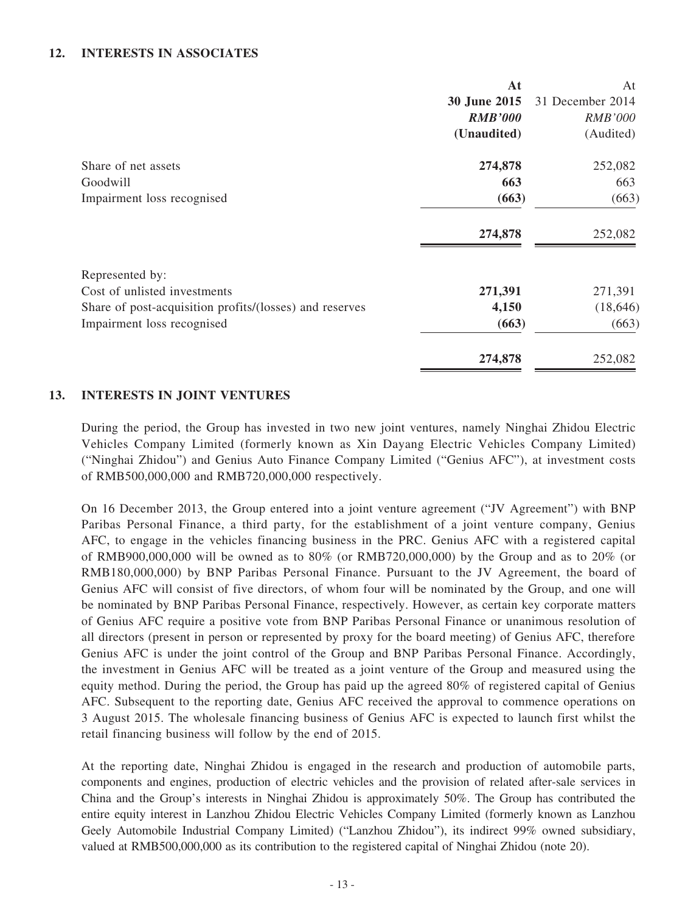## 12. INTERESTS IN ASSOCIATES

| | At 30 June 2015 *RMB'000* (Unaudited) | At 31 December 2014 *RMB'000* (Audited) |
|---|---|---|
| Share of net assets | **274,878** | 252,082 |
| Goodwill | **663** | 663 |
| Impairment loss recognised | **(663)** | (663) |
| | **274,878** | 252,082 |
| Represented by: | | |
| Cost of unlisted investments | **271,391** | 271,391 |
| Share of post-acquisition profits/(losses) and reserves | **4,150** | (18,646) |
| Impairment loss recognised | **(663)** | (663) |
| | **274,878** | 252,082 |

## 13. INTERESTS IN JOINT VENTURES

During the period, the Group has invested in two new joint ventures, namely Ninghai Zhidou Electric Vehicles Company Limited (formerly known as Xin Dayang Electric Vehicles Company Limited) ("Ninghai Zhidou") and Genius Auto Finance Company Limited ("Genius AFC"), at investment costs of RMB500,000,000 and RMB720,000,000 respectively.

On 16 December 2013, the Group entered into a joint venture agreement ("JV Agreement") with BNP Paribas Personal Finance, a third party, for the establishment of a joint venture company, Genius AFC, to engage in the vehicles financing business in the PRC. Genius AFC with a registered capital of RMB900,000,000 will be owned as to 80% (or RMB720,000,000) by the Group and as to 20% (or RMB180,000,000) by BNP Paribas Personal Finance. Pursuant to the JV Agreement, the board of Genius AFC will consist of five directors, of whom four will be nominated by the Group, and one will be nominated by BNP Paribas Personal Finance, respectively. However, as certain key corporate matters of Genius AFC require a positive vote from BNP Paribas Personal Finance or unanimous resolution of all directors (present in person or represented by proxy for the board meeting) of Genius AFC, therefore Genius AFC is under the joint control of the Group and BNP Paribas Personal Finance. Accordingly, the investment in Genius AFC will be treated as a joint venture of the Group and measured using the equity method. During the period, the Group has paid up the agreed 80% of registered capital of Genius AFC. Subsequent to the reporting date, Genius AFC received the approval to commence operations on 3 August 2015. The wholesale financing business of Genius AFC is expected to launch first whilst the retail financing business will follow by the end of 2015.

At the reporting date, Ninghai Zhidou is engaged in the research and production of automobile parts, components and engines, production of electric vehicles and the provision of related after-sale services in China and the Group's interests in Ninghai Zhidou is approximately 50%. The Group has contributed the entire equity interest in Lanzhou Zhidou Electric Vehicles Company Limited (formerly known as Lanzhou Geely Automobile Industrial Company Limited) ("Lanzhou Zhidou"), its indirect 99% owned subsidiary, valued at RMB500,000,000 as its contribution to the registered capital of Ninghai Zhidou (note 20).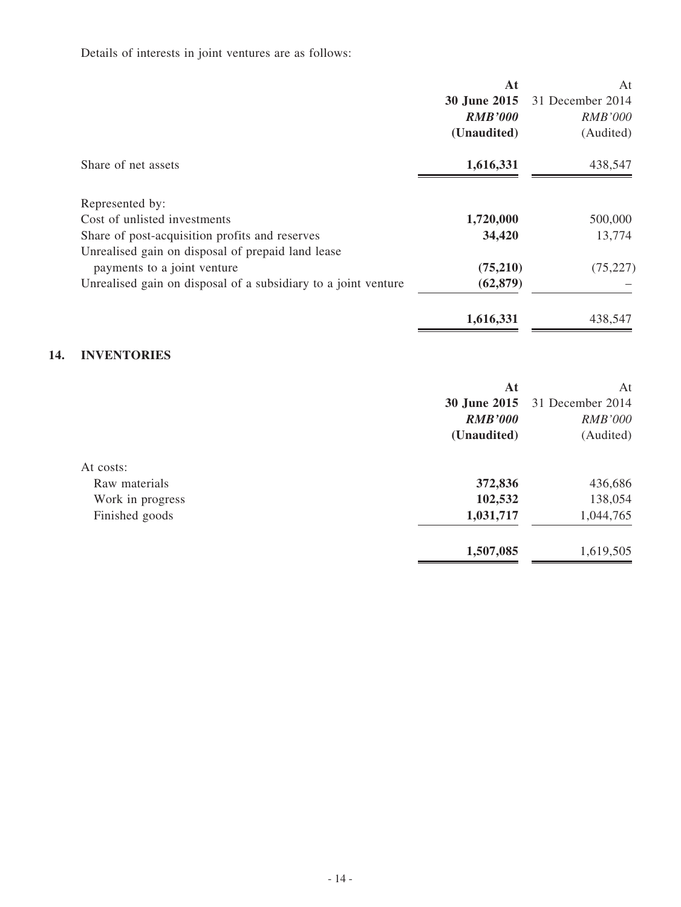Details of interests in joint ventures are as follows:

| | At **30 June 2015** ***RMB'000*** **(Unaudited)** | At 31 December 2014 *RMB'000* (Audited) |
|---|---|---|
| Share of net assets | **1,616,331** | 438,547 |
| Represented by: | | |
| Cost of unlisted investments | **1,720,000** | 500,000 |
| Share of post-acquisition profits and reserves | **34,420** | 13,774 |
| Unrealised gain on disposal of prepaid land lease payments to a joint venture | **(75,210)** | (75,227) |
| Unrealised gain on disposal of a subsidiary to a joint venture | **(62,879)** | – |
| | **1,616,331** | 438,547 |

## 14. INVENTORIES

| | At **30 June 2015** ***RMB'000*** **(Unaudited)** | At 31 December 2014 *RMB'000* (Audited) |
|---|---|---|
| At costs: | | |
| Raw materials | **372,836** | 436,686 |
| Work in progress | **102,532** | 138,054 |
| Finished goods | **1,031,717** | 1,044,765 |
| | **1,507,085** | 1,619,505 |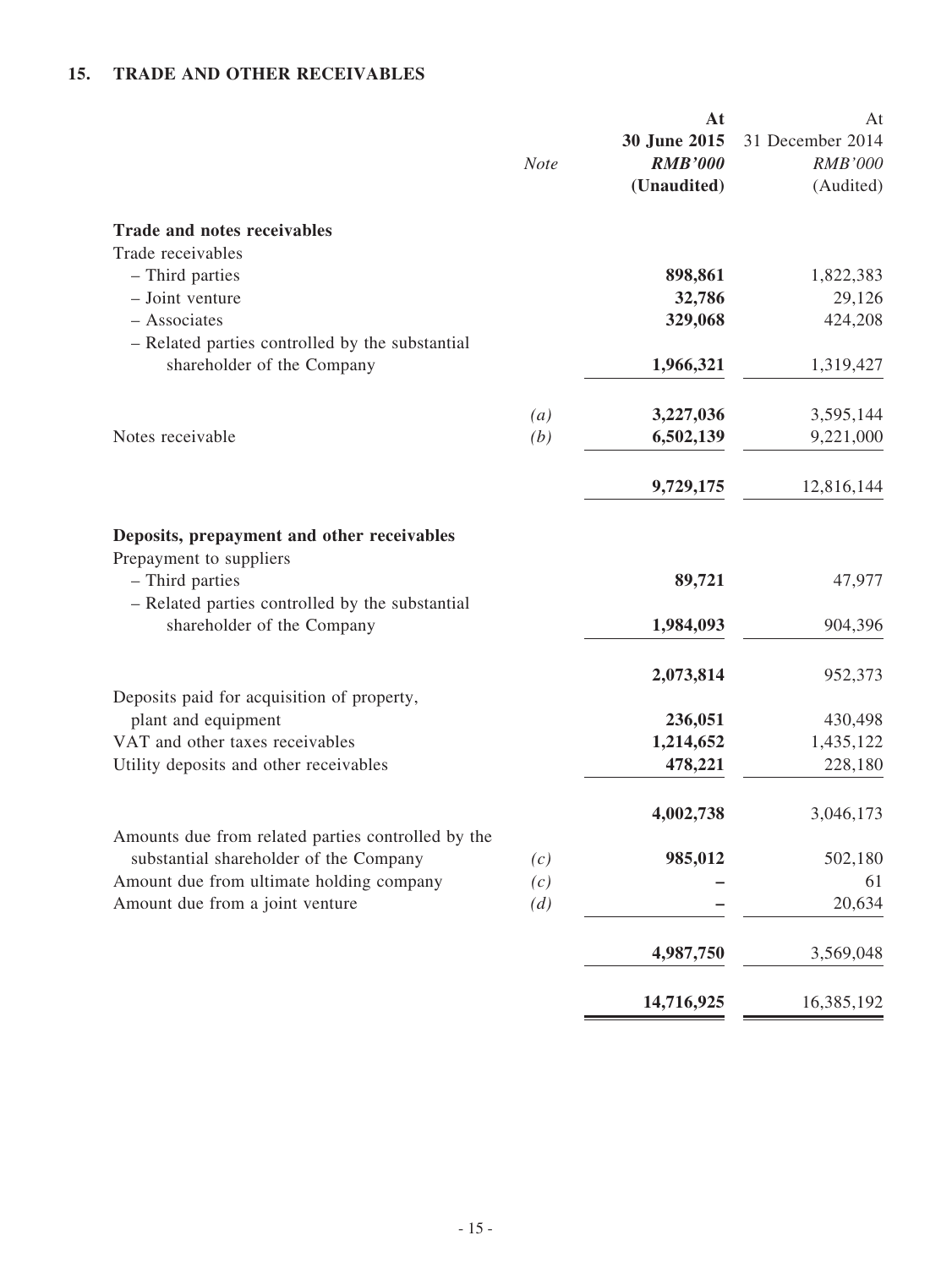## 15. TRADE AND OTHER RECEIVABLES

| | *Note* | **At 30 June 2015** ***RMB'000*** **(Unaudited)** | At 31 December 2014 *RMB'000* (Audited) |
|---|---|---|---|
| **Trade and notes receivables** | | | |
| Trade receivables | | | |
| – Third parties | | **898,861** | 1,822,383 |
| – Joint venture | | **32,786** | 29,126 |
| – Associates | | **329,068** | 424,208 |
| – Related parties controlled by the substantial shareholder of the Company | | **1,966,321** | 1,319,427 |
| | *(a)* | **3,227,036** | 3,595,144 |
| Notes receivable | *(b)* | **6,502,139** | 9,221,000 |
| | | **9,729,175** | 12,816,144 |
| **Deposits, prepayment and other receivables** | | | |
| Prepayment to suppliers | | | |
| – Third parties | | **89,721** | 47,977 |
| – Related parties controlled by the substantial shareholder of the Company | | **1,984,093** | 904,396 |
| | | **2,073,814** | 952,373 |
| Deposits paid for acquisition of property, plant and equipment | | **236,051** | 430,498 |
| VAT and other taxes receivables | | **1,214,652** | 1,435,122 |
| Utility deposits and other receivables | | **478,221** | 228,180 |
| | | **4,002,738** | 3,046,173 |
| Amounts due from related parties controlled by the substantial shareholder of the Company | *(c)* | **985,012** | 502,180 |
| Amount due from ultimate holding company | *(c)* | **–** | 61 |
| Amount due from a joint venture | *(d)* | **–** | 20,634 |
| | | **4,987,750** | 3,569,048 |
| | | **14,716,925** | 16,385,192 |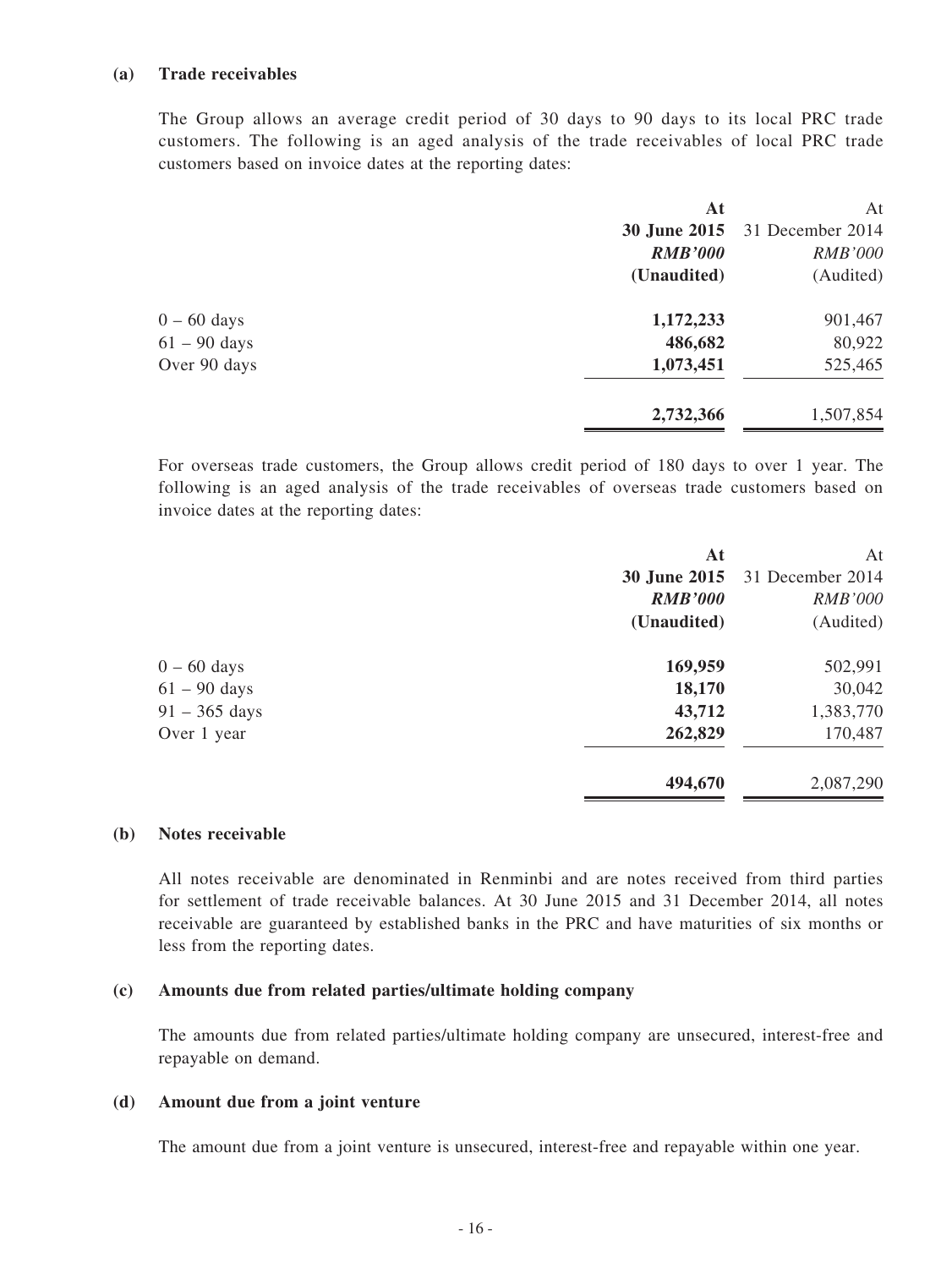**(a) Trade receivables**

The Group allows an average credit period of 30 days to 90 days to its local PRC trade customers. The following is an aged analysis of the trade receivables of local PRC trade customers based on invoice dates at the reporting dates:

| | **At 30 June 2015** | At 31 December 2014 |
|---|---|---|
| | ***RMB'000*** | *RMB'000* |
| | **(Unaudited)** | (Audited) |
| 0 – 60 days | **1,172,233** | 901,467 |
| 61 – 90 days | **486,682** | 80,922 |
| Over 90 days | **1,073,451** | 525,465 |
| | **2,732,366** | 1,507,854 |

For overseas trade customers, the Group allows credit period of 180 days to over 1 year. The following is an aged analysis of the trade receivables of overseas trade customers based on invoice dates at the reporting dates:

| | **At 30 June 2015** | At 31 December 2014 |
|---|---|---|
| | ***RMB'000*** | *RMB'000* |
| | **(Unaudited)** | (Audited) |
| 0 – 60 days | **169,959** | 502,991 |
| 61 – 90 days | **18,170** | 30,042 |
| 91 – 365 days | **43,712** | 1,383,770 |
| Over 1 year | **262,829** | 170,487 |
| | **494,670** | 2,087,290 |

**(b) Notes receivable**

All notes receivable are denominated in Renminbi and are notes received from third parties for settlement of trade receivable balances. At 30 June 2015 and 31 December 2014, all notes receivable are guaranteed by established banks in the PRC and have maturities of six months or less from the reporting dates.

**(c) Amounts due from related parties/ultimate holding company**

The amounts due from related parties/ultimate holding company are unsecured, interest-free and repayable on demand.

**(d) Amount due from a joint venture**

The amount due from a joint venture is unsecured, interest-free and repayable within one year.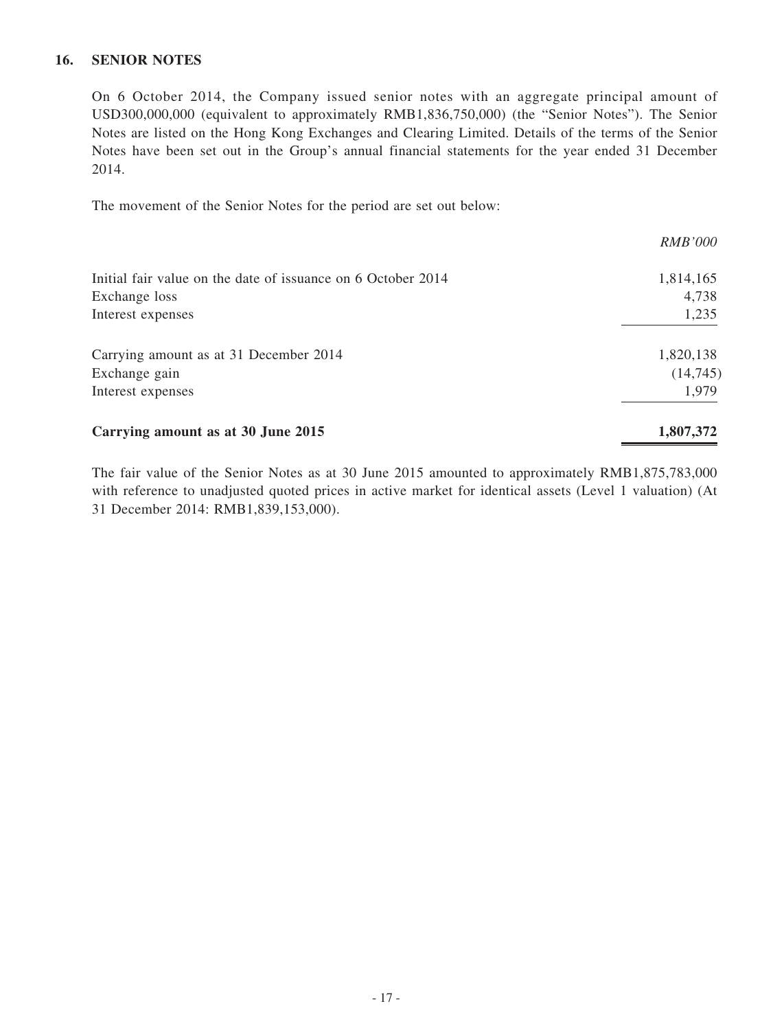## 16. SENIOR NOTES

On 6 October 2014, the Company issued senior notes with an aggregate principal amount of USD300,000,000 (equivalent to approximately RMB1,836,750,000) (the "Senior Notes"). The Senior Notes are listed on the Hong Kong Exchanges and Clearing Limited. Details of the terms of the Senior Notes have been set out in the Group's annual financial statements for the year ended 31 December 2014.

The movement of the Senior Notes for the period are set out below:

| | *RMB'000* |
|---|---|
| Initial fair value on the date of issuance on 6 October 2014 | 1,814,165 |
| Exchange loss | 4,738 |
| Interest expenses | 1,235 |
| Carrying amount as at 31 December 2014 | 1,820,138 |
| Exchange gain | (14,745) |
| Interest expenses | 1,979 |
| **Carrying amount as at 30 June 2015** | **1,807,372** |

The fair value of the Senior Notes as at 30 June 2015 amounted to approximately RMB1,875,783,000 with reference to unadjusted quoted prices in active market for identical assets (Level 1 valuation) (At 31 December 2014: RMB1,839,153,000).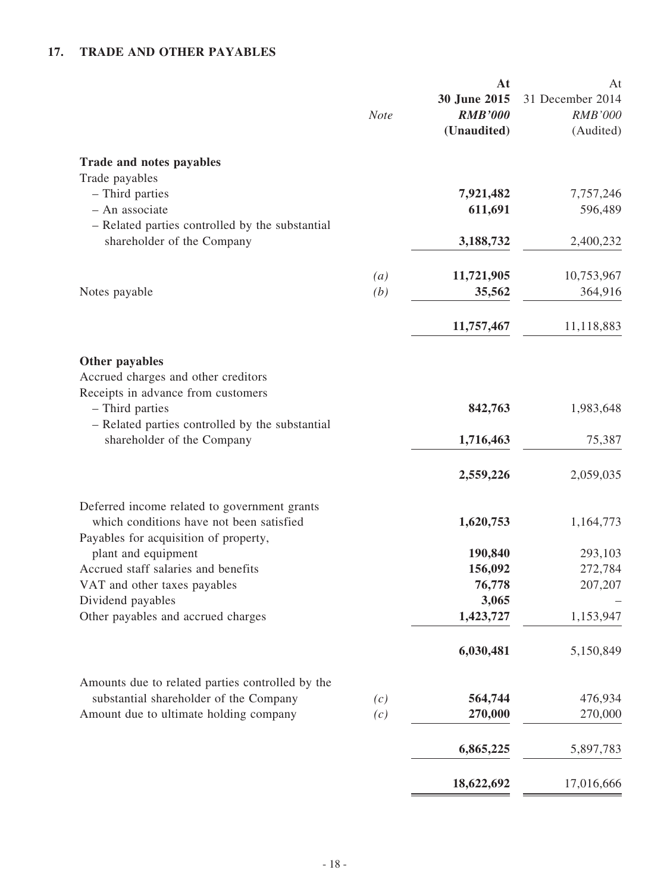## 17. TRADE AND OTHER PAYABLES

| | Note | At 30 June 2015 RMB'000 (Unaudited) | At 31 December 2014 RMB'000 (Audited) |
|---|---|---|---|
| **Trade and notes payables** | | | |
| Trade payables | | | |
| – Third parties | | **7,921,482** | 7,757,246 |
| – An associate | | **611,691** | 596,489 |
| – Related parties controlled by the substantial shareholder of the Company | | **3,188,732** | 2,400,232 |
| | *(a)* | **11,721,905** | 10,753,967 |
| Notes payable | *(b)* | **35,562** | 364,916 |
| | | **11,757,467** | 11,118,883 |
| **Other payables** | | | |
| Accrued charges and other creditors | | | |
| Receipts in advance from customers | | | |
| – Third parties | | **842,763** | 1,983,648 |
| – Related parties controlled by the substantial shareholder of the Company | | **1,716,463** | 75,387 |
| | | **2,559,226** | 2,059,035 |
| Deferred income related to government grants which conditions have not been satisfied | | **1,620,753** | 1,164,773 |
| Payables for acquisition of property, plant and equipment | | **190,840** | 293,103 |
| Accrued staff salaries and benefits | | **156,092** | 272,784 |
| VAT and other taxes payables | | **76,778** | 207,207 |
| Dividend payables | | **3,065** | – |
| Other payables and accrued charges | | **1,423,727** | 1,153,947 |
| | | **6,030,481** | 5,150,849 |
| Amounts due to related parties controlled by the substantial shareholder of the Company | *(c)* | **564,744** | 476,934 |
| Amount due to ultimate holding company | *(c)* | **270,000** | 270,000 |
| | | **6,865,225** | 5,897,783 |
| | | **18,622,692** | 17,016,666 |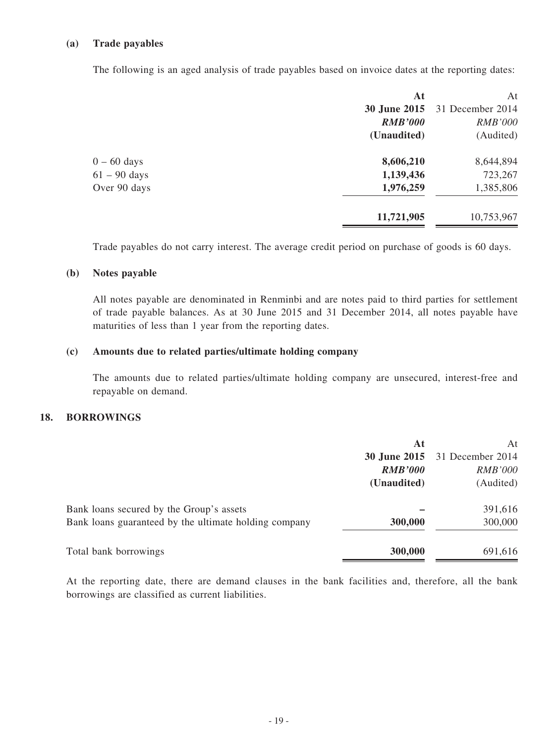#### (a) Trade payables

The following is an aged analysis of trade payables based on invoice dates at the reporting dates:

| | At 30 June 2015 *RMB'000* (Unaudited) | At 31 December 2014 *RMB'000* (Audited) |
|---|---|---|
| 0 – 60 days | **8,606,210** | 8,644,894 |
| 61 – 90 days | **1,139,436** | 723,267 |
| Over 90 days | **1,976,259** | 1,385,806 |
| | **11,721,905** | 10,753,967 |

Trade payables do not carry interest. The average credit period on purchase of goods is 60 days.

#### (b) Notes payable

All notes payable are denominated in Renminbi and are notes paid to third parties for settlement of trade payable balances. As at 30 June 2015 and 31 December 2014, all notes payable have maturities of less than 1 year from the reporting dates.

#### (c) Amounts due to related parties/ultimate holding company

The amounts due to related parties/ultimate holding company are unsecured, interest-free and repayable on demand.

### 18. BORROWINGS

| | At 30 June 2015 *RMB'000* (Unaudited) | At 31 December 2014 *RMB'000* (Audited) |
|---|---|---|
| Bank loans secured by the Group's assets | **–** | 391,616 |
| Bank loans guaranteed by the ultimate holding company | **300,000** | 300,000 |
| Total bank borrowings | **300,000** | 691,616 |

At the reporting date, there are demand clauses in the bank facilities and, therefore, all the bank borrowings are classified as current liabilities.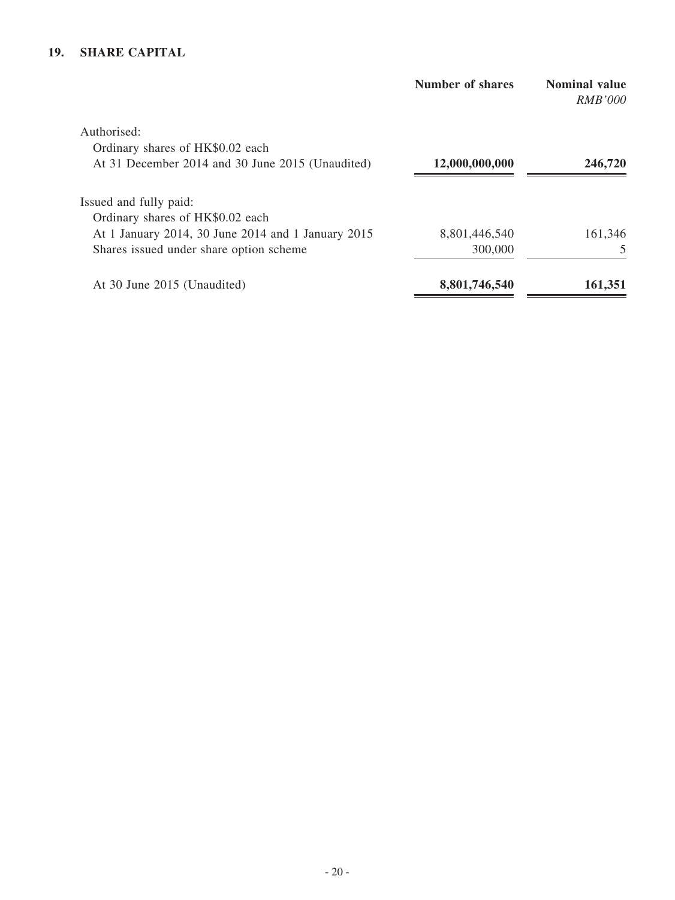## 19. SHARE CAPITAL

| | Number of shares | Nominal value *RMB'000* |
|---|---|---|
| Authorised: | | |
| Ordinary shares of HK$0.02 each | | |
| At 31 December 2014 and 30 June 2015 (Unaudited) | **12,000,000,000** | **246,720** |
| Issued and fully paid: | | |
| Ordinary shares of HK$0.02 each | | |
| At 1 January 2014, 30 June 2014 and 1 January 2015 | 8,801,446,540 | 161,346 |
| Shares issued under share option scheme | 300,000 | 5 |
| At 30 June 2015 (Unaudited) | **8,801,746,540** | **161,351** |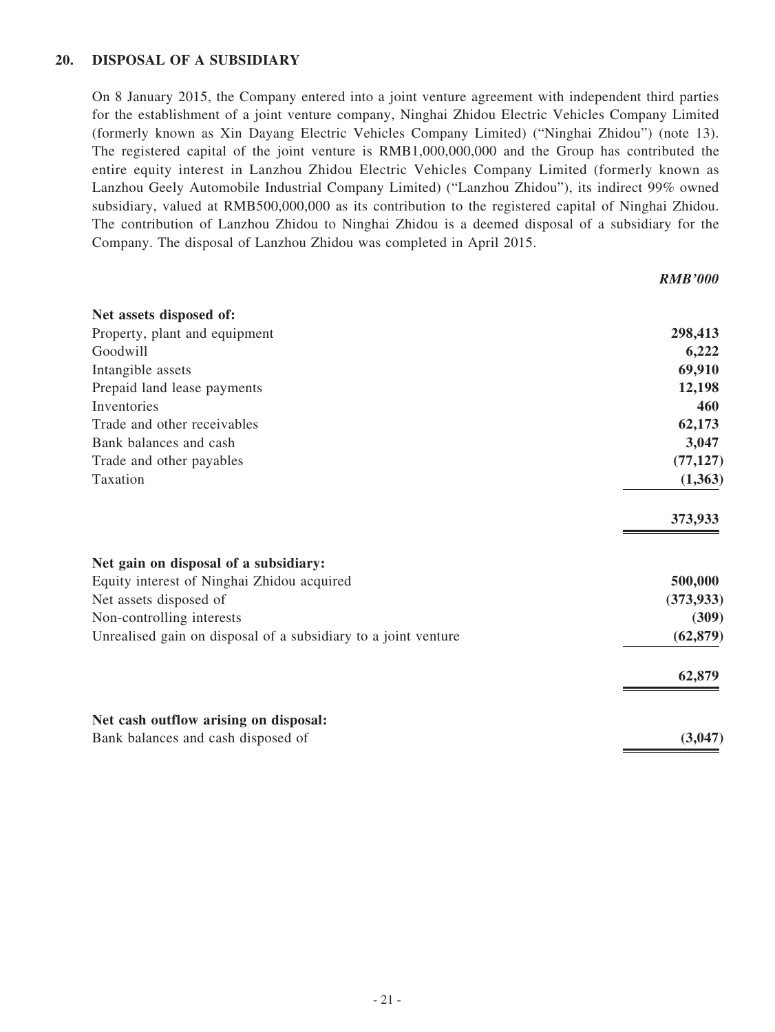## 20. DISPOSAL OF A SUBSIDIARY

On 8 January 2015, the Company entered into a joint venture agreement with independent third parties for the establishment of a joint venture company, Ninghai Zhidou Electric Vehicles Company Limited (formerly known as Xin Dayang Electric Vehicles Company Limited) ("Ninghai Zhidou") (note 13). The registered capital of the joint venture is RMB1,000,000,000 and the Group has contributed the entire equity interest in Lanzhou Zhidou Electric Vehicles Company Limited (formerly known as Lanzhou Geely Automobile Industrial Company Limited) ("Lanzhou Zhidou"), its indirect 99% owned subsidiary, valued at RMB500,000,000 as its contribution to the registered capital of Ninghai Zhidou. The contribution of Lanzhou Zhidou to Ninghai Zhidou is a deemed disposal of a subsidiary for the Company. The disposal of Lanzhou Zhidou was completed in April 2015.

| | ***RMB'000*** |
|---|---|
| **Net assets disposed of:** | |
| Property, plant and equipment | **298,413** |
| Goodwill | **6,222** |
| Intangible assets | **69,910** |
| Prepaid land lease payments | **12,198** |
| Inventories | **460** |
| Trade and other receivables | **62,173** |
| Bank balances and cash | **3,047** |
| Trade and other payables | **(77,127)** |
| Taxation | **(1,363)** |
| | **373,933** |
| **Net gain on disposal of a subsidiary:** | |
| Equity interest of Ninghai Zhidou acquired | **500,000** |
| Net assets disposed of | **(373,933)** |
| Non-controlling interests | **(309)** |
| Unrealised gain on disposal of a subsidiary to a joint venture | **(62,879)** |
| | **62,879** |
| **Net cash outflow arising on disposal:** | |
| Bank balances and cash disposed of | **(3,047)** |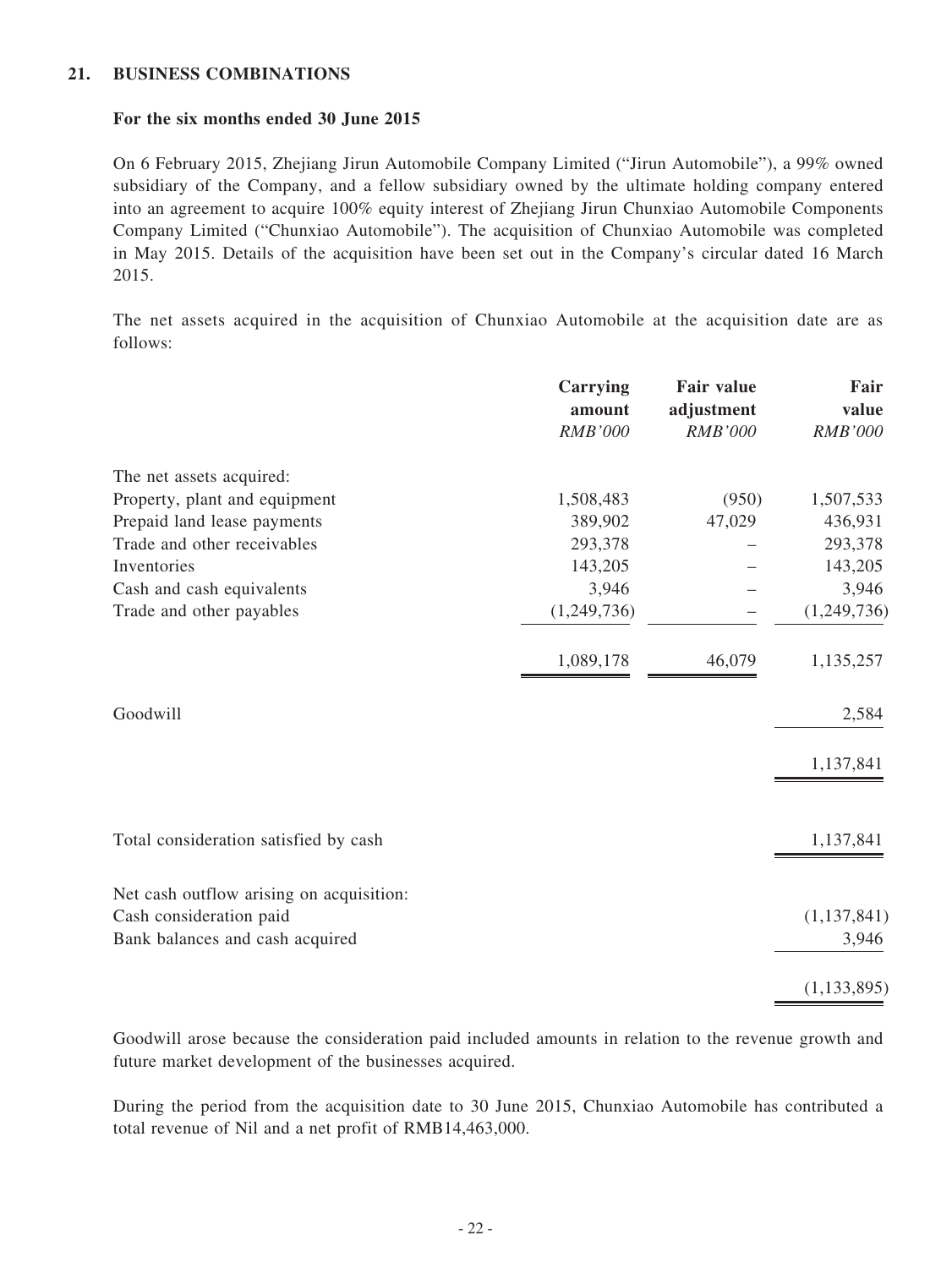## 21. BUSINESS COMBINATIONS

### For the six months ended 30 June 2015

On 6 February 2015, Zhejiang Jirun Automobile Company Limited ("Jirun Automobile"), a 99% owned subsidiary of the Company, and a fellow subsidiary owned by the ultimate holding company entered into an agreement to acquire 100% equity interest of Zhejiang Jirun Chunxiao Automobile Components Company Limited ("Chunxiao Automobile"). The acquisition of Chunxiao Automobile was completed in May 2015. Details of the acquisition have been set out in the Company's circular dated 16 March 2015.

The net assets acquired in the acquisition of Chunxiao Automobile at the acquisition date are as follows:

| | Carrying amount | Fair value adjustment | Fair value |
|---|---|---|---|
| | *RMB'000* | *RMB'000* | *RMB'000* |
| The net assets acquired: | | | |
| Property, plant and equipment | 1,508,483 | (950) | 1,507,533 |
| Prepaid land lease payments | 389,902 | 47,029 | 436,931 |
| Trade and other receivables | 293,378 | – | 293,378 |
| Inventories | 143,205 | – | 143,205 |
| Cash and cash equivalents | 3,946 | – | 3,946 |
| Trade and other payables | (1,249,736) | – | (1,249,736) |
| | 1,089,178 | 46,079 | 1,135,257 |
| Goodwill | | | 2,584 |
| | | | 1,137,841 |
| Total consideration satisfied by cash | | | 1,137,841 |
| Net cash outflow arising on acquisition: | | | |
| Cash consideration paid | | | (1,137,841) |
| Bank balances and cash acquired | | | 3,946 |
| | | | (1,133,895) |

Goodwill arose because the consideration paid included amounts in relation to the revenue growth and future market development of the businesses acquired.

During the period from the acquisition date to 30 June 2015, Chunxiao Automobile has contributed a total revenue of Nil and a net profit of RMB14,463,000.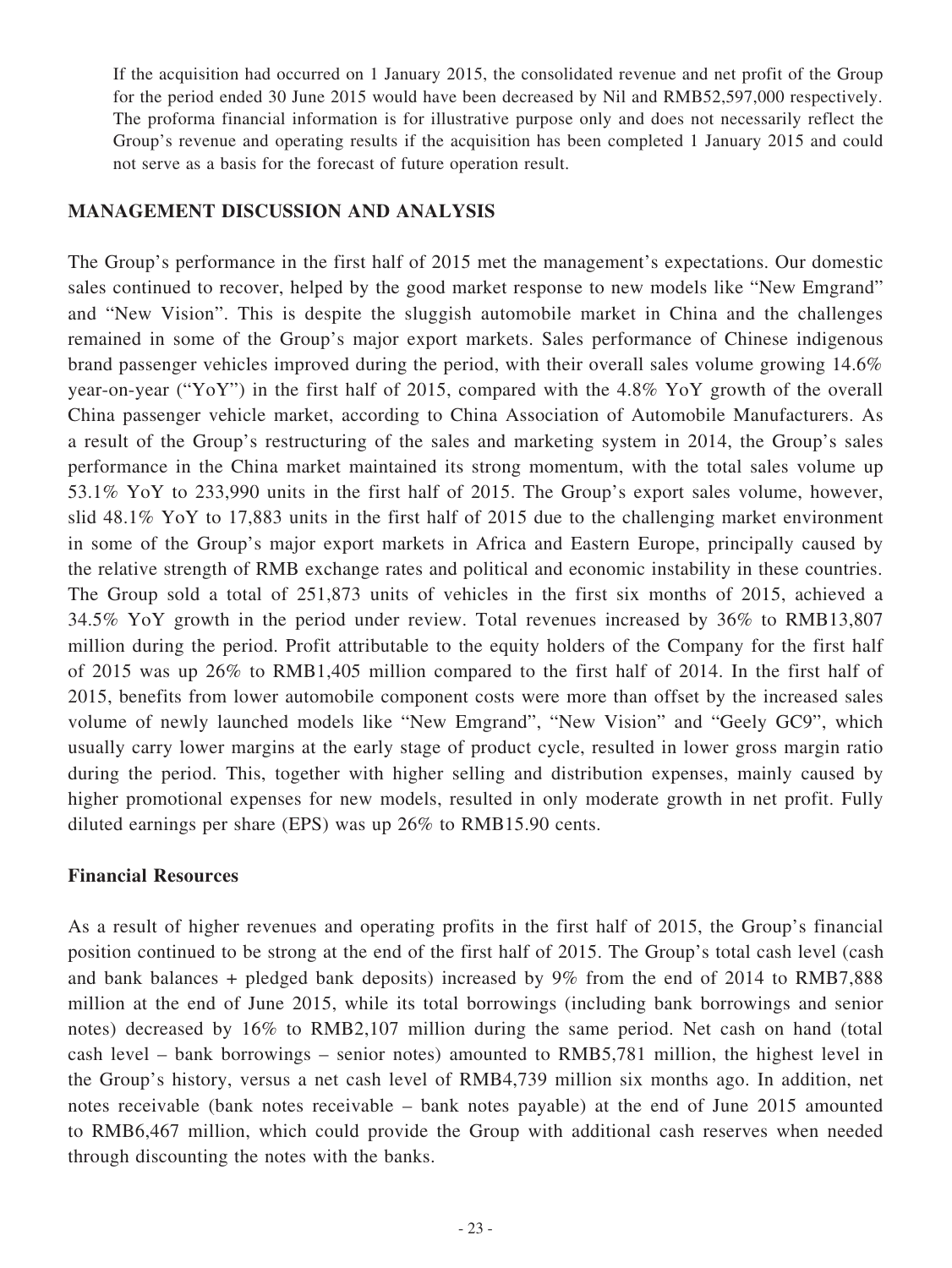If the acquisition had occurred on 1 January 2015, the consolidated revenue and net profit of the Group for the period ended 30 June 2015 would have been decreased by Nil and RMB52,597,000 respectively. The proforma financial information is for illustrative purpose only and does not necessarily reflect the Group's revenue and operating results if the acquisition has been completed 1 January 2015 and could not serve as a basis for the forecast of future operation result.

## MANAGEMENT DISCUSSION AND ANALYSIS

The Group's performance in the first half of 2015 met the management's expectations. Our domestic sales continued to recover, helped by the good market response to new models like "New Emgrand" and "New Vision". This is despite the sluggish automobile market in China and the challenges remained in some of the Group's major export markets. Sales performance of Chinese indigenous brand passenger vehicles improved during the period, with their overall sales volume growing 14.6% year-on-year ("YoY") in the first half of 2015, compared with the 4.8% YoY growth of the overall China passenger vehicle market, according to China Association of Automobile Manufacturers. As a result of the Group's restructuring of the sales and marketing system in 2014, the Group's sales performance in the China market maintained its strong momentum, with the total sales volume up 53.1% YoY to 233,990 units in the first half of 2015. The Group's export sales volume, however, slid 48.1% YoY to 17,883 units in the first half of 2015 due to the challenging market environment in some of the Group's major export markets in Africa and Eastern Europe, principally caused by the relative strength of RMB exchange rates and political and economic instability in these countries. The Group sold a total of 251,873 units of vehicles in the first six months of 2015, achieved a 34.5% YoY growth in the period under review. Total revenues increased by 36% to RMB13,807 million during the period. Profit attributable to the equity holders of the Company for the first half of 2015 was up 26% to RMB1,405 million compared to the first half of 2014. In the first half of 2015, benefits from lower automobile component costs were more than offset by the increased sales volume of newly launched models like "New Emgrand", "New Vision" and "Geely GC9", which usually carry lower margins at the early stage of product cycle, resulted in lower gross margin ratio during the period. This, together with higher selling and distribution expenses, mainly caused by higher promotional expenses for new models, resulted in only moderate growth in net profit. Fully diluted earnings per share (EPS) was up 26% to RMB15.90 cents.

### Financial Resources

As a result of higher revenues and operating profits in the first half of 2015, the Group's financial position continued to be strong at the end of the first half of 2015. The Group's total cash level (cash and bank balances + pledged bank deposits) increased by 9% from the end of 2014 to RMB7,888 million at the end of June 2015, while its total borrowings (including bank borrowings and senior notes) decreased by 16% to RMB2,107 million during the same period. Net cash on hand (total cash level – bank borrowings – senior notes) amounted to RMB5,781 million, the highest level in the Group's history, versus a net cash level of RMB4,739 million six months ago. In addition, net notes receivable (bank notes receivable – bank notes payable) at the end of June 2015 amounted to RMB6,467 million, which could provide the Group with additional cash reserves when needed through discounting the notes with the banks.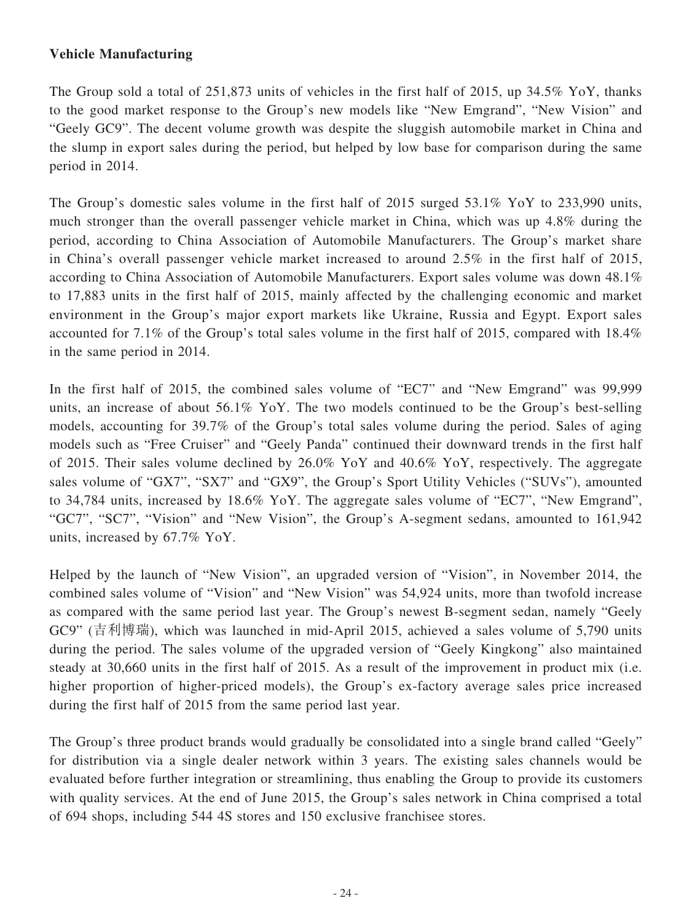**Vehicle Manufacturing**

The Group sold a total of 251,873 units of vehicles in the first half of 2015, up 34.5% YoY, thanks to the good market response to the Group's new models like "New Emgrand", "New Vision" and "Geely GC9". The decent volume growth was despite the sluggish automobile market in China and the slump in export sales during the period, but helped by low base for comparison during the same period in 2014.

The Group's domestic sales volume in the first half of 2015 surged 53.1% YoY to 233,990 units, much stronger than the overall passenger vehicle market in China, which was up 4.8% during the period, according to China Association of Automobile Manufacturers. The Group's market share in China's overall passenger vehicle market increased to around 2.5% in the first half of 2015, according to China Association of Automobile Manufacturers. Export sales volume was down 48.1% to 17,883 units in the first half of 2015, mainly affected by the challenging economic and market environment in the Group's major export markets like Ukraine, Russia and Egypt. Export sales accounted for 7.1% of the Group's total sales volume in the first half of 2015, compared with 18.4% in the same period in 2014.

In the first half of 2015, the combined sales volume of "EC7" and "New Emgrand" was 99,999 units, an increase of about 56.1% YoY. The two models continued to be the Group's best-selling models, accounting for 39.7% of the Group's total sales volume during the period. Sales of aging models such as "Free Cruiser" and "Geely Panda" continued their downward trends in the first half of 2015. Their sales volume declined by 26.0% YoY and 40.6% YoY, respectively. The aggregate sales volume of "GX7", "SX7" and "GX9", the Group's Sport Utility Vehicles ("SUVs"), amounted to 34,784 units, increased by 18.6% YoY. The aggregate sales volume of "EC7", "New Emgrand", "GC7", "SC7", "Vision" and "New Vision", the Group's A-segment sedans, amounted to 161,942 units, increased by 67.7% YoY.

Helped by the launch of "New Vision", an upgraded version of "Vision", in November 2014, the combined sales volume of "Vision" and "New Vision" was 54,924 units, more than twofold increase as compared with the same period last year. The Group's newest B-segment sedan, namely "Geely GC9" (吉利博瑞), which was launched in mid-April 2015, achieved a sales volume of 5,790 units during the period. The sales volume of the upgraded version of "Geely Kingkong" also maintained steady at 30,660 units in the first half of 2015. As a result of the improvement in product mix (i.e. higher proportion of higher-priced models), the Group's ex-factory average sales price increased during the first half of 2015 from the same period last year.

The Group's three product brands would gradually be consolidated into a single brand called "Geely" for distribution via a single dealer network within 3 years. The existing sales channels would be evaluated before further integration or streamlining, thus enabling the Group to provide its customers with quality services. At the end of June 2015, the Group's sales network in China comprised a total of 694 shops, including 544 4S stores and 150 exclusive franchisee stores.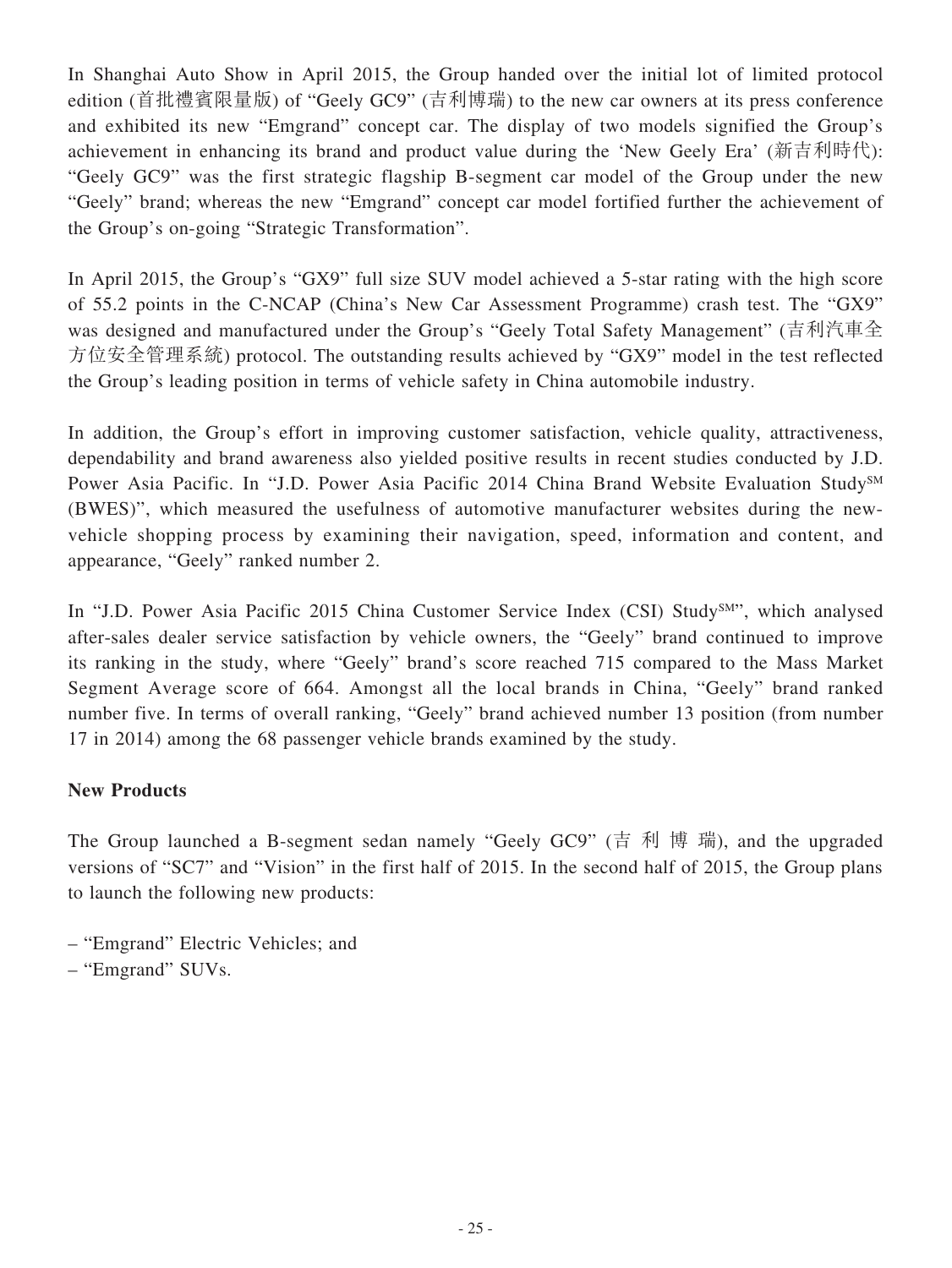In Shanghai Auto Show in April 2015, the Group handed over the initial lot of limited protocol edition (首批禮賓限量版) of "Geely GC9" (吉利博瑞) to the new car owners at its press conference and exhibited its new "Emgrand" concept car. The display of two models signified the Group's achievement in enhancing its brand and product value during the 'New Geely Era' (新吉利時代): "Geely GC9" was the first strategic flagship B-segment car model of the Group under the new "Geely" brand; whereas the new "Emgrand" concept car model fortified further the achievement of the Group's on-going "Strategic Transformation".

In April 2015, the Group's "GX9" full size SUV model achieved a 5-star rating with the high score of 55.2 points in the C-NCAP (China's New Car Assessment Programme) crash test. The "GX9" was designed and manufactured under the Group's "Geely Total Safety Management" (吉利汽車全方位安全管理系統) protocol. The outstanding results achieved by "GX9" model in the test reflected the Group's leading position in terms of vehicle safety in China automobile industry.

In addition, the Group's effort in improving customer satisfaction, vehicle quality, attractiveness, dependability and brand awareness also yielded positive results in recent studies conducted by J.D. Power Asia Pacific. In "J.D. Power Asia Pacific 2014 China Brand Website Evaluation Study℠ (BWES)", which measured the usefulness of automotive manufacturer websites during the new-vehicle shopping process by examining their navigation, speed, information and content, and appearance, "Geely" ranked number 2.

In "J.D. Power Asia Pacific 2015 China Customer Service Index (CSI) Study℠", which analysed after-sales dealer service satisfaction by vehicle owners, the "Geely" brand continued to improve its ranking in the study, where "Geely" brand's score reached 715 compared to the Mass Market Segment Average score of 664. Amongst all the local brands in China, "Geely" brand ranked number five. In terms of overall ranking, "Geely" brand achieved number 13 position (from number 17 in 2014) among the 68 passenger vehicle brands examined by the study.

**New Products**

The Group launched a B-segment sedan namely "Geely GC9" (吉利博瑞), and the upgraded versions of "SC7" and "Vision" in the first half of 2015. In the second half of 2015, the Group plans to launch the following new products:

- "Emgrand" Electric Vehicles; and
- "Emgrand" SUVs.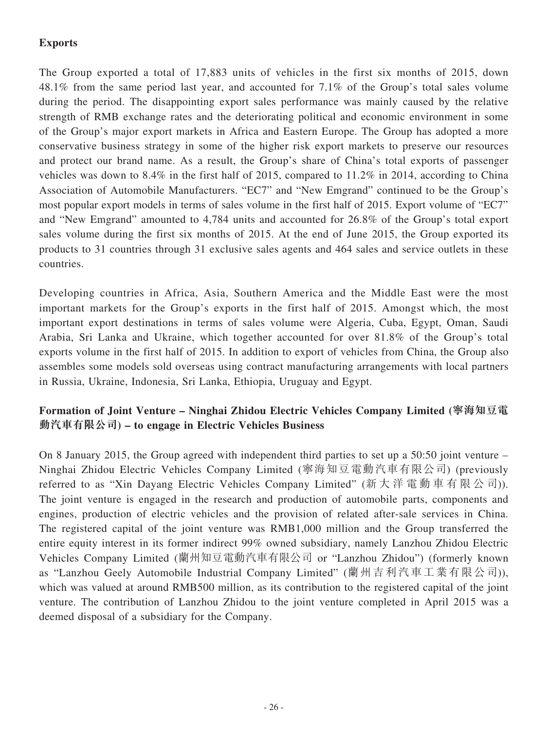**Exports**

The Group exported a total of 17,883 units of vehicles in the first six months of 2015, down 48.1% from the same period last year, and accounted for 7.1% of the Group's total sales volume during the period. The disappointing export sales performance was mainly caused by the relative strength of RMB exchange rates and the deteriorating political and economic environment in some of the Group's major export markets in Africa and Eastern Europe. The Group has adopted a more conservative business strategy in some of the higher risk export markets to preserve our resources and protect our brand name. As a result, the Group's share of China's total exports of passenger vehicles was down to 8.4% in the first half of 2015, compared to 11.2% in 2014, according to China Association of Automobile Manufacturers. "EC7" and "New Emgrand" continued to be the Group's most popular export models in terms of sales volume in the first half of 2015. Export volume of "EC7" and "New Emgrand" amounted to 4,784 units and accounted for 26.8% of the Group's total export sales volume during the first six months of 2015. At the end of June 2015, the Group exported its products to 31 countries through 31 exclusive sales agents and 464 sales and service outlets in these countries.

Developing countries in Africa, Asia, Southern America and the Middle East were the most important markets for the Group's exports in the first half of 2015. Amongst which, the most important export destinations in terms of sales volume were Algeria, Cuba, Egypt, Oman, Saudi Arabia, Sri Lanka and Ukraine, which together accounted for over 81.8% of the Group's total exports volume in the first half of 2015. In addition to export of vehicles from China, the Group also assembles some models sold overseas using contract manufacturing arrangements with local partners in Russia, Ukraine, Indonesia, Sri Lanka, Ethiopia, Uruguay and Egypt.

**Formation of Joint Venture – Ninghai Zhidou Electric Vehicles Company Limited (寧海知豆電動汽車有限公司) – to engage in Electric Vehicles Business**

On 8 January 2015, the Group agreed with independent third parties to set up a 50:50 joint venture – Ninghai Zhidou Electric Vehicles Company Limited (寧海知豆電動汽車有限公司) (previously referred to as "Xin Dayang Electric Vehicles Company Limited" (新大洋電動車有限公司)). The joint venture is engaged in the research and production of automobile parts, components and engines, production of electric vehicles and the provision of related after-sale services in China. The registered capital of the joint venture was RMB1,000 million and the Group transferred the entire equity interest in its former indirect 99% owned subsidiary, namely Lanzhou Zhidou Electric Vehicles Company Limited (蘭州知豆電動汽車有限公司 or "Lanzhou Zhidou") (formerly known as "Lanzhou Geely Automobile Industrial Company Limited" (蘭州吉利汽車工業有限公司)), which was valued at around RMB500 million, as its contribution to the registered capital of the joint venture. The contribution of Lanzhou Zhidou to the joint venture completed in April 2015 was a deemed disposal of a subsidiary for the Company.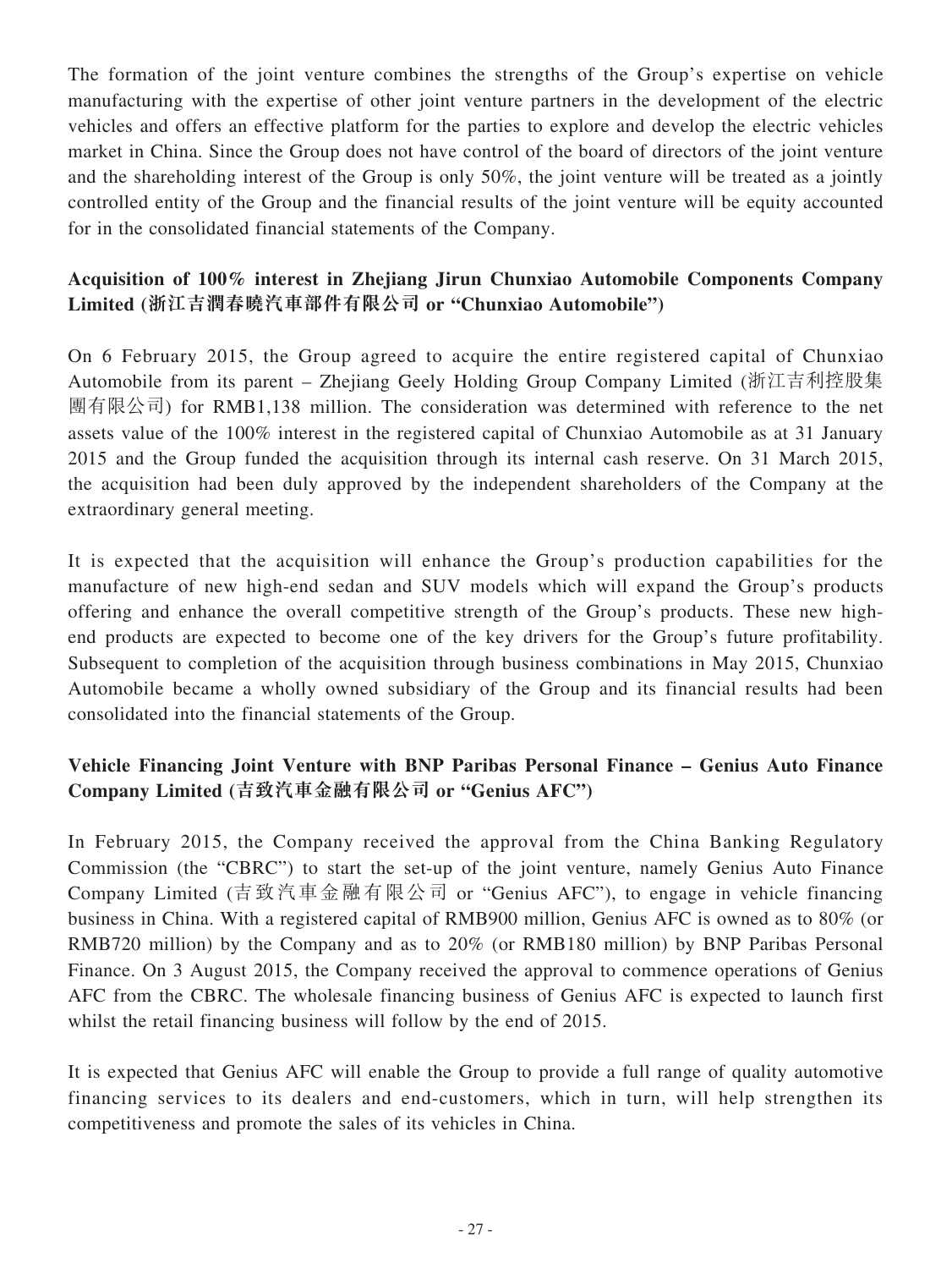The formation of the joint venture combines the strengths of the Group's expertise on vehicle manufacturing with the expertise of other joint venture partners in the development of the electric vehicles and offers an effective platform for the parties to explore and develop the electric vehicles market in China. Since the Group does not have control of the board of directors of the joint venture and the shareholding interest of the Group is only 50%, the joint venture will be treated as a jointly controlled entity of the Group and the financial results of the joint venture will be equity accounted for in the consolidated financial statements of the Company.

**Acquisition of 100% interest in Zhejiang Jirun Chunxiao Automobile Components Company Limited (浙江吉潤春曉汽車部件有限公司 or "Chunxiao Automobile")**

On 6 February 2015, the Group agreed to acquire the entire registered capital of Chunxiao Automobile from its parent – Zhejiang Geely Holding Group Company Limited (浙江吉利控股集團有限公司) for RMB1,138 million. The consideration was determined with reference to the net assets value of the 100% interest in the registered capital of Chunxiao Automobile as at 31 January 2015 and the Group funded the acquisition through its internal cash reserve. On 31 March 2015, the acquisition had been duly approved by the independent shareholders of the Company at the extraordinary general meeting.

It is expected that the acquisition will enhance the Group's production capabilities for the manufacture of new high-end sedan and SUV models which will expand the Group's products offering and enhance the overall competitive strength of the Group's products. These new high-end products are expected to become one of the key drivers for the Group's future profitability. Subsequent to completion of the acquisition through business combinations in May 2015, Chunxiao Automobile became a wholly owned subsidiary of the Group and its financial results had been consolidated into the financial statements of the Group.

**Vehicle Financing Joint Venture with BNP Paribas Personal Finance – Genius Auto Finance Company Limited (吉致汽車金融有限公司 or "Genius AFC")**

In February 2015, the Company received the approval from the China Banking Regulatory Commission (the "CBRC") to start the set-up of the joint venture, namely Genius Auto Finance Company Limited (吉致汽車金融有限公司 or "Genius AFC"), to engage in vehicle financing business in China. With a registered capital of RMB900 million, Genius AFC is owned as to 80% (or RMB720 million) by the Company and as to 20% (or RMB180 million) by BNP Paribas Personal Finance. On 3 August 2015, the Company received the approval to commence operations of Genius AFC from the CBRC. The wholesale financing business of Genius AFC is expected to launch first whilst the retail financing business will follow by the end of 2015.

It is expected that Genius AFC will enable the Group to provide a full range of quality automotive financing services to its dealers and end-customers, which in turn, will help strengthen its competitiveness and promote the sales of its vehicles in China.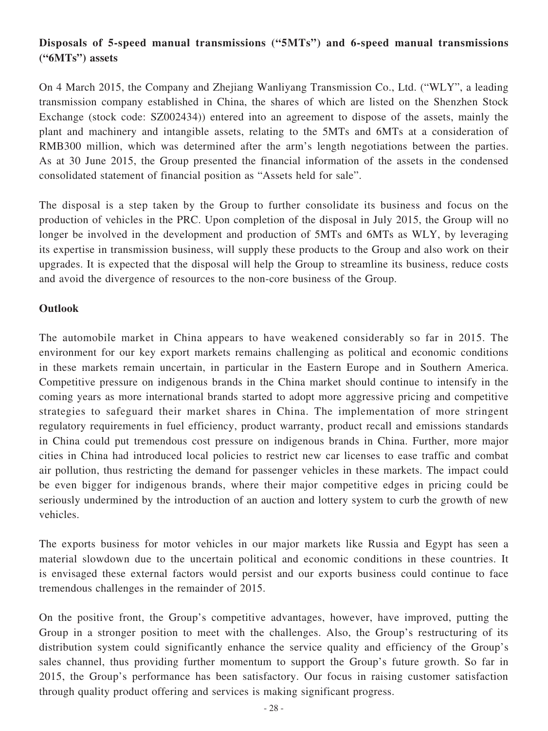**Disposals of 5-speed manual transmissions ("5MTs") and 6-speed manual transmissions ("6MTs") assets**

On 4 March 2015, the Company and Zhejiang Wanliyang Transmission Co., Ltd. ("WLY", a leading transmission company established in China, the shares of which are listed on the Shenzhen Stock Exchange (stock code: SZ002434)) entered into an agreement to dispose of the assets, mainly the plant and machinery and intangible assets, relating to the 5MTs and 6MTs at a consideration of RMB300 million, which was determined after the arm's length negotiations between the parties. As at 30 June 2015, the Group presented the financial information of the assets in the condensed consolidated statement of financial position as "Assets held for sale".

The disposal is a step taken by the Group to further consolidate its business and focus on the production of vehicles in the PRC. Upon completion of the disposal in July 2015, the Group will no longer be involved in the development and production of 5MTs and 6MTs as WLY, by leveraging its expertise in transmission business, will supply these products to the Group and also work on their upgrades. It is expected that the disposal will help the Group to streamline its business, reduce costs and avoid the divergence of resources to the non-core business of the Group.

**Outlook**

The automobile market in China appears to have weakened considerably so far in 2015. The environment for our key export markets remains challenging as political and economic conditions in these markets remain uncertain, in particular in the Eastern Europe and in Southern America. Competitive pressure on indigenous brands in the China market should continue to intensify in the coming years as more international brands started to adopt more aggressive pricing and competitive strategies to safeguard their market shares in China. The implementation of more stringent regulatory requirements in fuel efficiency, product warranty, product recall and emissions standards in China could put tremendous cost pressure on indigenous brands in China. Further, more major cities in China had introduced local policies to restrict new car licenses to ease traffic and combat air pollution, thus restricting the demand for passenger vehicles in these markets. The impact could be even bigger for indigenous brands, where their major competitive edges in pricing could be seriously undermined by the introduction of an auction and lottery system to curb the growth of new vehicles.

The exports business for motor vehicles in our major markets like Russia and Egypt has seen a material slowdown due to the uncertain political and economic conditions in these countries. It is envisaged these external factors would persist and our exports business could continue to face tremendous challenges in the remainder of 2015.

On the positive front, the Group's competitive advantages, however, have improved, putting the Group in a stronger position to meet with the challenges. Also, the Group's restructuring of its distribution system could significantly enhance the service quality and efficiency of the Group's sales channel, thus providing further momentum to support the Group's future growth. So far in 2015, the Group's performance has been satisfactory. Our focus in raising customer satisfaction through quality product offering and services is making significant progress.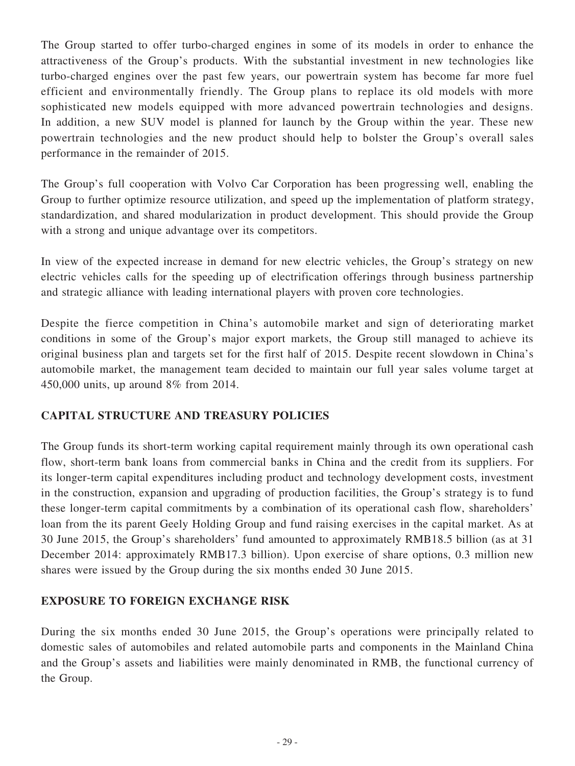The Group started to offer turbo-charged engines in some of its models in order to enhance the attractiveness of the Group's products. With the substantial investment in new technologies like turbo-charged engines over the past few years, our powertrain system has become far more fuel efficient and environmentally friendly. The Group plans to replace its old models with more sophisticated new models equipped with more advanced powertrain technologies and designs. In addition, a new SUV model is planned for launch by the Group within the year. These new powertrain technologies and the new product should help to bolster the Group's overall sales performance in the remainder of 2015.

The Group's full cooperation with Volvo Car Corporation has been progressing well, enabling the Group to further optimize resource utilization, and speed up the implementation of platform strategy, standardization, and shared modularization in product development. This should provide the Group with a strong and unique advantage over its competitors.

In view of the expected increase in demand for new electric vehicles, the Group's strategy on new electric vehicles calls for the speeding up of electrification offerings through business partnership and strategic alliance with leading international players with proven core technologies.

Despite the fierce competition in China's automobile market and sign of deteriorating market conditions in some of the Group's major export markets, the Group still managed to achieve its original business plan and targets set for the first half of 2015. Despite recent slowdown in China's automobile market, the management team decided to maintain our full year sales volume target at 450,000 units, up around 8% from 2014.

## CAPITAL STRUCTURE AND TREASURY POLICIES

The Group funds its short-term working capital requirement mainly through its own operational cash flow, short-term bank loans from commercial banks in China and the credit from its suppliers. For its longer-term capital expenditures including product and technology development costs, investment in the construction, expansion and upgrading of production facilities, the Group's strategy is to fund these longer-term capital commitments by a combination of its operational cash flow, shareholders' loan from the its parent Geely Holding Group and fund raising exercises in the capital market. As at 30 June 2015, the Group's shareholders' fund amounted to approximately RMB18.5 billion (as at 31 December 2014: approximately RMB17.3 billion). Upon exercise of share options, 0.3 million new shares were issued by the Group during the six months ended 30 June 2015.

## EXPOSURE TO FOREIGN EXCHANGE RISK

During the six months ended 30 June 2015, the Group's operations were principally related to domestic sales of automobiles and related automobile parts and components in the Mainland China and the Group's assets and liabilities were mainly denominated in RMB, the functional currency of the Group.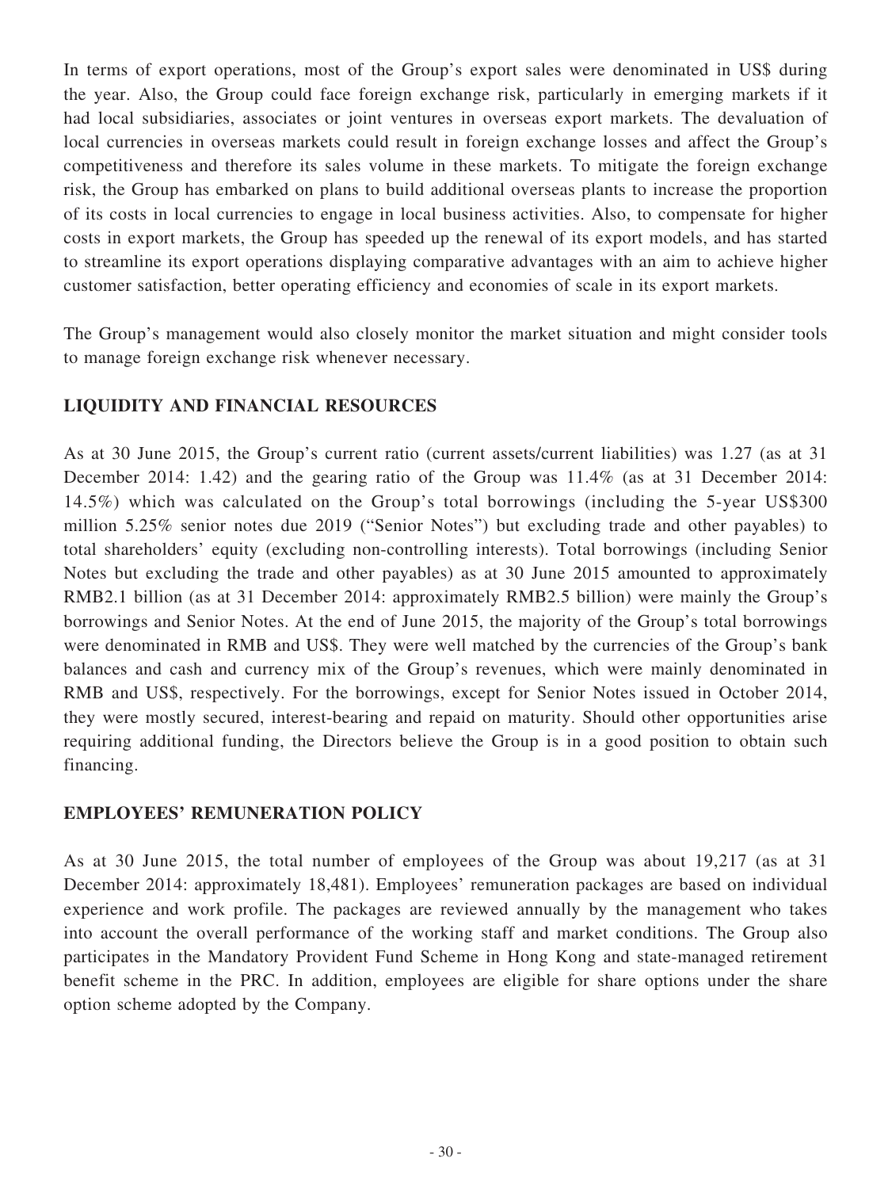In terms of export operations, most of the Group's export sales were denominated in US$ during the year. Also, the Group could face foreign exchange risk, particularly in emerging markets if it had local subsidiaries, associates or joint ventures in overseas export markets. The devaluation of local currencies in overseas markets could result in foreign exchange losses and affect the Group's competitiveness and therefore its sales volume in these markets. To mitigate the foreign exchange risk, the Group has embarked on plans to build additional overseas plants to increase the proportion of its costs in local currencies to engage in local business activities. Also, to compensate for higher costs in export markets, the Group has speeded up the renewal of its export models, and has started to streamline its export operations displaying comparative advantages with an aim to achieve higher customer satisfaction, better operating efficiency and economies of scale in its export markets.

The Group's management would also closely monitor the market situation and might consider tools to manage foreign exchange risk whenever necessary.

## LIQUIDITY AND FINANCIAL RESOURCES

As at 30 June 2015, the Group's current ratio (current assets/current liabilities) was 1.27 (as at 31 December 2014: 1.42) and the gearing ratio of the Group was 11.4% (as at 31 December 2014: 14.5%) which was calculated on the Group's total borrowings (including the 5-year US$300 million 5.25% senior notes due 2019 ("Senior Notes") but excluding trade and other payables) to total shareholders' equity (excluding non-controlling interests). Total borrowings (including Senior Notes but excluding the trade and other payables) as at 30 June 2015 amounted to approximately RMB2.1 billion (as at 31 December 2014: approximately RMB2.5 billion) were mainly the Group's borrowings and Senior Notes. At the end of June 2015, the majority of the Group's total borrowings were denominated in RMB and US$. They were well matched by the currencies of the Group's bank balances and cash and currency mix of the Group's revenues, which were mainly denominated in RMB and US$, respectively. For the borrowings, except for Senior Notes issued in October 2014, they were mostly secured, interest-bearing and repaid on maturity. Should other opportunities arise requiring additional funding, the Directors believe the Group is in a good position to obtain such financing.

## EMPLOYEES' REMUNERATION POLICY

As at 30 June 2015, the total number of employees of the Group was about 19,217 (as at 31 December 2014: approximately 18,481). Employees' remuneration packages are based on individual experience and work profile. The packages are reviewed annually by the management who takes into account the overall performance of the working staff and market conditions. The Group also participates in the Mandatory Provident Fund Scheme in Hong Kong and state-managed retirement benefit scheme in the PRC. In addition, employees are eligible for share options under the share option scheme adopted by the Company.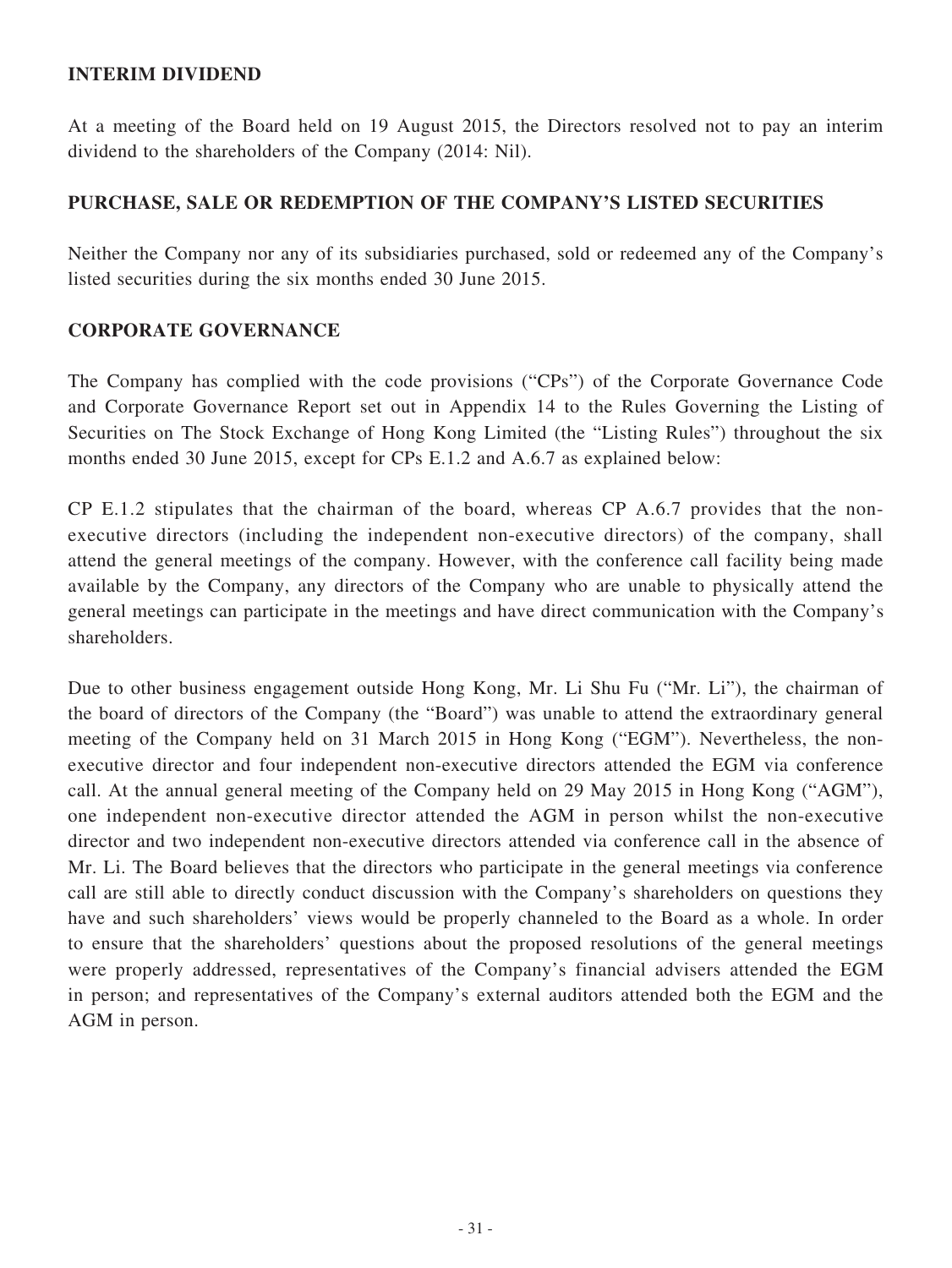## INTERIM DIVIDEND

At a meeting of the Board held on 19 August 2015, the Directors resolved not to pay an interim dividend to the shareholders of the Company (2014: Nil).

## PURCHASE, SALE OR REDEMPTION OF THE COMPANY'S LISTED SECURITIES

Neither the Company nor any of its subsidiaries purchased, sold or redeemed any of the Company's listed securities during the six months ended 30 June 2015.

## CORPORATE GOVERNANCE

The Company has complied with the code provisions ("CPs") of the Corporate Governance Code and Corporate Governance Report set out in Appendix 14 to the Rules Governing the Listing of Securities on The Stock Exchange of Hong Kong Limited (the "Listing Rules") throughout the six months ended 30 June 2015, except for CPs E.1.2 and A.6.7 as explained below:

CP E.1.2 stipulates that the chairman of the board, whereas CP A.6.7 provides that the non-executive directors (including the independent non-executive directors) of the company, shall attend the general meetings of the company. However, with the conference call facility being made available by the Company, any directors of the Company who are unable to physically attend the general meetings can participate in the meetings and have direct communication with the Company's shareholders.

Due to other business engagement outside Hong Kong, Mr. Li Shu Fu ("Mr. Li"), the chairman of the board of directors of the Company (the "Board") was unable to attend the extraordinary general meeting of the Company held on 31 March 2015 in Hong Kong ("EGM"). Nevertheless, the non-executive director and four independent non-executive directors attended the EGM via conference call. At the annual general meeting of the Company held on 29 May 2015 in Hong Kong ("AGM"), one independent non-executive director attended the AGM in person whilst the non-executive director and two independent non-executive directors attended via conference call in the absence of Mr. Li. The Board believes that the directors who participate in the general meetings via conference call are still able to directly conduct discussion with the Company's shareholders on questions they have and such shareholders' views would be properly channeled to the Board as a whole. In order to ensure that the shareholders' questions about the proposed resolutions of the general meetings were properly addressed, representatives of the Company's financial advisers attended the EGM in person; and representatives of the Company's external auditors attended both the EGM and the AGM in person.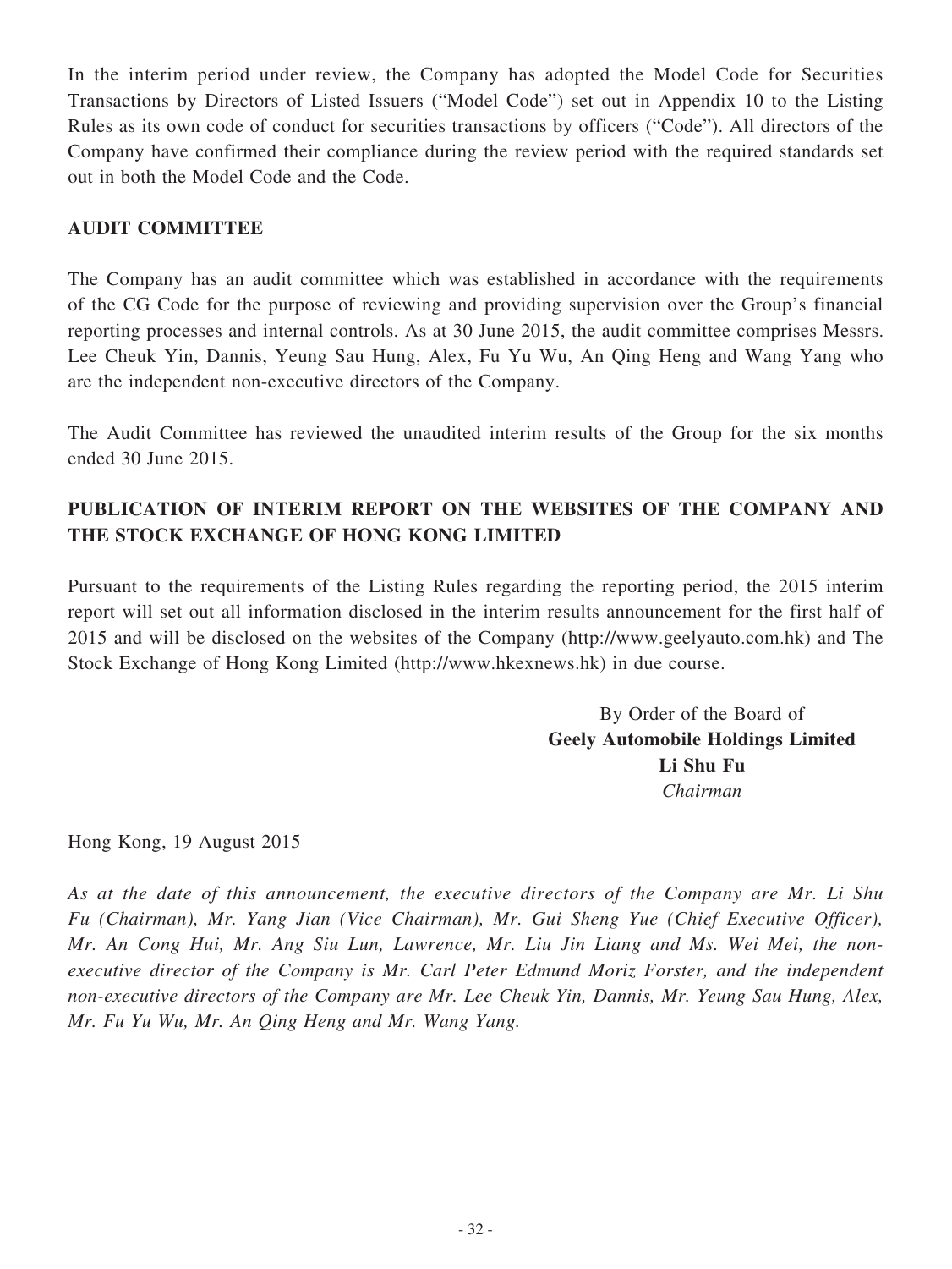In the interim period under review, the Company has adopted the Model Code for Securities Transactions by Directors of Listed Issuers ("Model Code") set out in Appendix 10 to the Listing Rules as its own code of conduct for securities transactions by officers ("Code"). All directors of the Company have confirmed their compliance during the review period with the required standards set out in both the Model Code and the Code.

## AUDIT COMMITTEE

The Company has an audit committee which was established in accordance with the requirements of the CG Code for the purpose of reviewing and providing supervision over the Group's financial reporting processes and internal controls. As at 30 June 2015, the audit committee comprises Messrs. Lee Cheuk Yin, Dannis, Yeung Sau Hung, Alex, Fu Yu Wu, An Qing Heng and Wang Yang who are the independent non-executive directors of the Company.

The Audit Committee has reviewed the unaudited interim results of the Group for the six months ended 30 June 2015.

## PUBLICATION OF INTERIM REPORT ON THE WEBSITES OF THE COMPANY AND THE STOCK EXCHANGE OF HONG KONG LIMITED

Pursuant to the requirements of the Listing Rules regarding the reporting period, the 2015 interim report will set out all information disclosed in the interim results announcement for the first half of 2015 and will be disclosed on the websites of the Company (http://www.geelyauto.com.hk) and The Stock Exchange of Hong Kong Limited (http://www.hkexnews.hk) in due course.

By Order of the Board of
**Geely Automobile Holdings Limited**
**Li Shu Fu**
*Chairman*

Hong Kong, 19 August 2015

*As at the date of this announcement, the executive directors of the Company are Mr. Li Shu Fu (Chairman), Mr. Yang Jian (Vice Chairman), Mr. Gui Sheng Yue (Chief Executive Officer), Mr. An Cong Hui, Mr. Ang Siu Lun, Lawrence, Mr. Liu Jin Liang and Ms. Wei Mei, the non-executive director of the Company is Mr. Carl Peter Edmund Moriz Forster, and the independent non-executive directors of the Company are Mr. Lee Cheuk Yin, Dannis, Mr. Yeung Sau Hung, Alex, Mr. Fu Yu Wu, Mr. An Qing Heng and Mr. Wang Yang.*